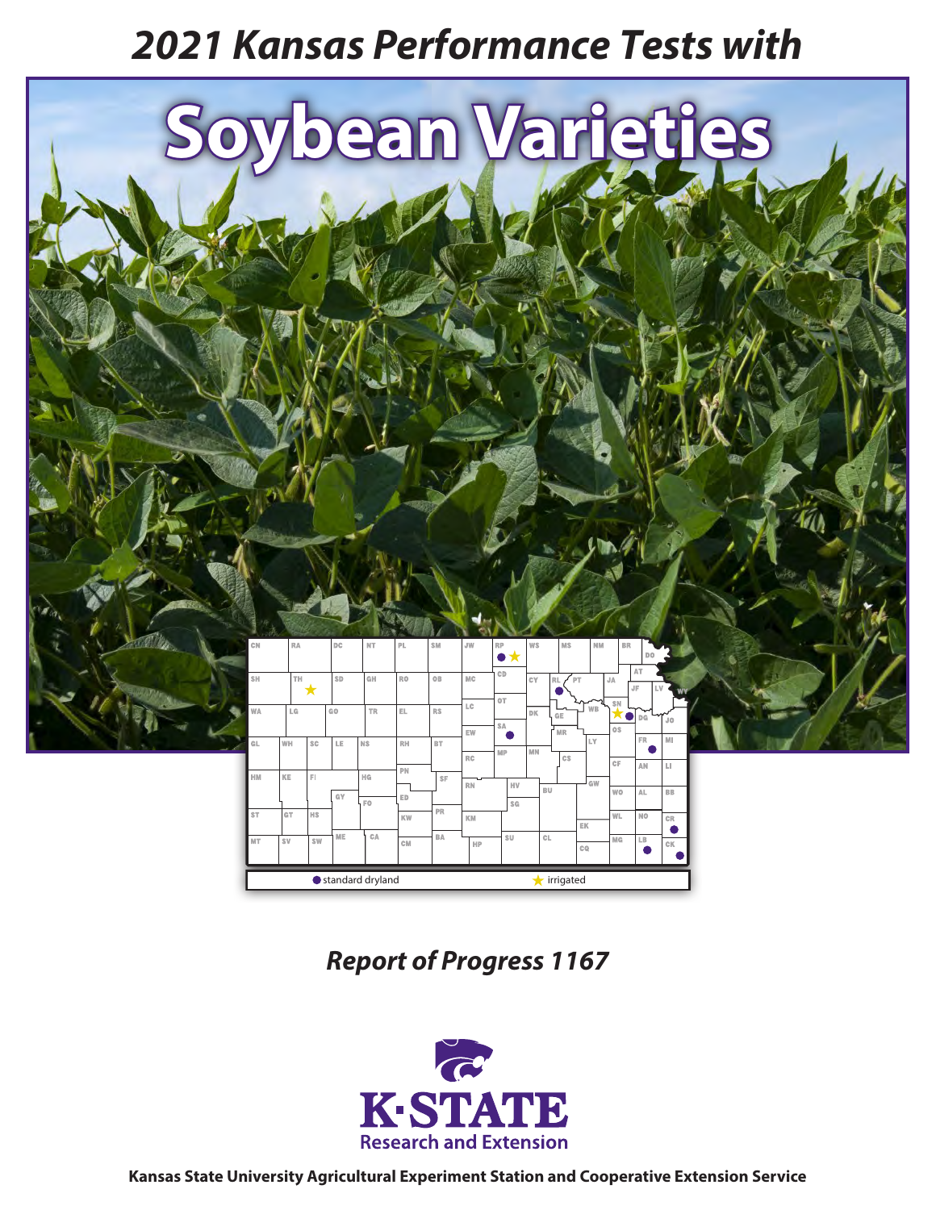# 2021 Kansas Performance Tests with

# Soybean Varieties

● standard dryland ★ irrigated

## *Report of Progress 1167*

K·STATE Research and Extension

**Kansas State University Agricultural Experiment Station and Cooperative Extension Service**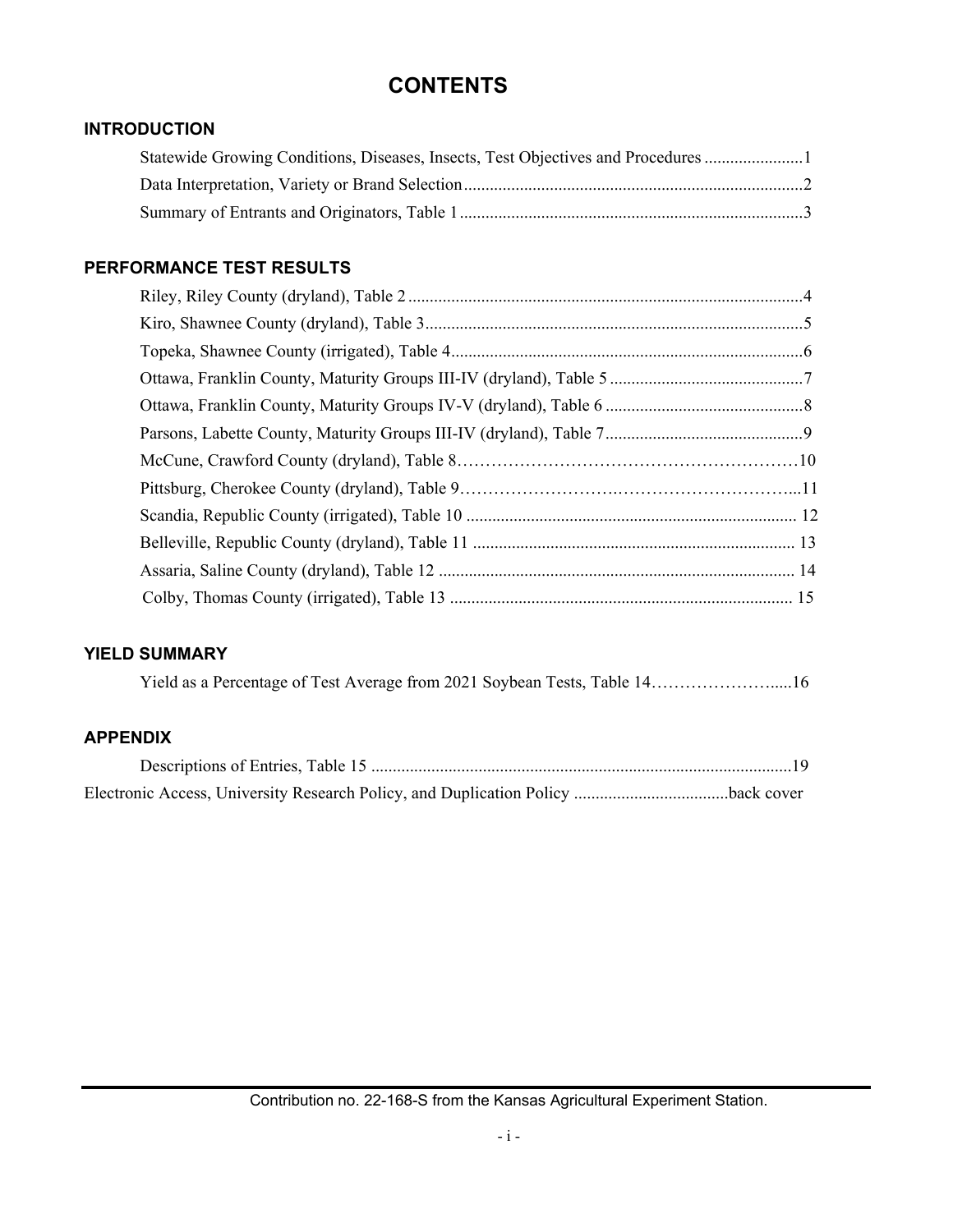# CONTENTS

## INTRODUCTION

Statewide Growing Conditions, Diseases, Insects, Test Objectives and Procedures .......................1

Data Interpretation, Variety or Brand Selection..............................................................................2

Summary of Entrants and Originators, Table 1...............................................................................3

## PERFORMANCE TEST RESULTS

Riley, Riley County (dryland), Table 2...........................................................................................4

Kiro, Shawnee County (dryland), Table 3.......................................................................................5

Topeka, Shawnee County (irrigated), Table 4.................................................................................6

Ottawa, Franklin County, Maturity Groups III-IV (dryland), Table 5............................................7

Ottawa, Franklin County, Maturity Groups IV-V (dryland), Table 6..............................................8

Parsons, Labette County, Maturity Groups III-IV (dryland), Table 7.............................................9

McCune, Crawford County (dryland), Table 8……………………………………………………10

Pittsburg, Cherokee County (dryland), Table 9……………………….…………………………...11

Scandia, Republic County (irrigated), Table 10 ............................................................................ 12

Belleville, Republic County (dryland), Table 11 .......................................................................... 13

Assaria, Saline County (dryland), Table 12 .................................................................................. 14

Colby, Thomas County (irrigated), Table 13 ................................................................................ 15

## YIELD SUMMARY

Yield as a Percentage of Test Average from 2021 Soybean Tests, Table 14…………………......16

## APPENDIX

Descriptions of Entries, Table 15 ..................................................................................................19

Electronic Access, University Research Policy, and Duplication Policy ....................................back cover

Contribution no. 22-168-S from the Kansas Agricultural Experiment Station.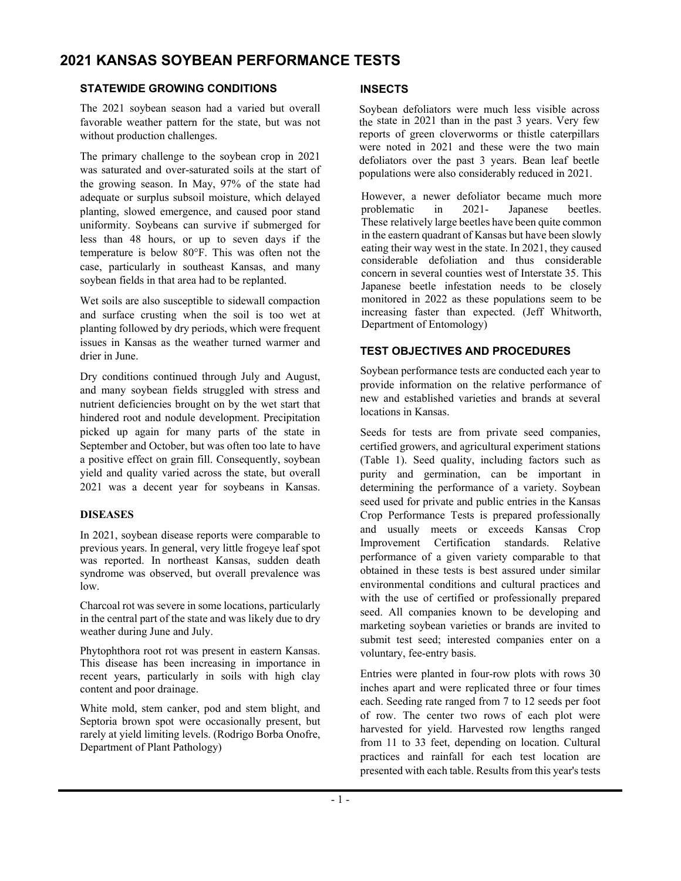# 2021 KANSAS SOYBEAN PERFORMANCE TESTS

## STATEWIDE GROWING CONDITIONS

The 2021 soybean season had a varied but overall favorable weather pattern for the state, but was not without production challenges.

The primary challenge to the soybean crop in 2021 was saturated and over-saturated soils at the start of the growing season. In May, 97% of the state had adequate or surplus subsoil moisture, which delayed planting, slowed emergence, and caused poor stand uniformity. Soybeans can survive if submerged for less than 48 hours, or up to seven days if the temperature is below 80°F. This was often not the case, particularly in southeast Kansas, and many soybean fields in that area had to be replanted.

Wet soils are also susceptible to sidewall compaction and surface crusting when the soil is too wet at planting followed by dry periods, which were frequent issues in Kansas as the weather turned warmer and drier in June.

Dry conditions continued through July and August, and many soybean fields struggled with stress and nutrient deficiencies brought on by the wet start that hindered root and nodule development. Precipitation picked up again for many parts of the state in September and October, but was often too late to have a positive effect on grain fill. Consequently, soybean yield and quality varied across the state, but overall 2021 was a decent year for soybeans in Kansas.

## DISEASES

In 2021, soybean disease reports were comparable to previous years. In general, very little frogeye leaf spot was reported. In northeast Kansas, sudden death syndrome was observed, but overall prevalence was low.

Charcoal rot was severe in some locations, particularly in the central part of the state and was likely due to dry weather during June and July.

Phytophthora root rot was present in eastern Kansas. This disease has been increasing in importance in recent years, particularly in soils with high clay content and poor drainage.

White mold, stem canker, pod and stem blight, and Septoria brown spot were occasionally present, but rarely at yield limiting levels. (Rodrigo Borba Onofre, Department of Plant Pathology)

## INSECTS

Soybean defoliators were much less visible across the state in 2021 than in the past 3 years. Very few reports of green cloverworms or thistle caterpillars were noted in 2021 and these were the two main defoliators over the past 3 years. Bean leaf beetle populations were also considerably reduced in 2021.

However, a newer defoliator became much more problematic in 2021- Japanese beetles. These relatively large beetles have been quite common in the eastern quadrant of Kansas but have been slowly eating their way west in the state. In 2021, they caused considerable defoliation and thus considerable concern in several counties west of Interstate 35. This Japanese beetle infestation needs to be closely monitored in 2022 as these populations seem to be increasing faster than expected. (Jeff Whitworth, Department of Entomology)

## TEST OBJECTIVES AND PROCEDURES

Soybean performance tests are conducted each year to provide information on the relative performance of new and established varieties and brands at several locations in Kansas.

Seeds for tests are from private seed companies, certified growers, and agricultural experiment stations (Table 1). Seed quality, including factors such as purity and germination, can be important in determining the performance of a variety. Soybean seed used for private and public entries in the Kansas Crop Performance Tests is prepared professionally and usually meets or exceeds Kansas Crop Improvement Certification standards. Relative performance of a given variety comparable to that obtained in these tests is best assured under similar environmental conditions and cultural practices and with the use of certified or professionally prepared seed. All companies known to be developing and marketing soybean varieties or brands are invited to submit test seed; interested companies enter on a voluntary, fee-entry basis.

Entries were planted in four-row plots with rows 30 inches apart and were replicated three or four times each. Seeding rate ranged from 7 to 12 seeds per foot of row. The center two rows of each plot were harvested for yield. Harvested row lengths ranged from 11 to 33 feet, depending on location. Cultural practices and rainfall for each test location are presented with each table. Results from this year's tests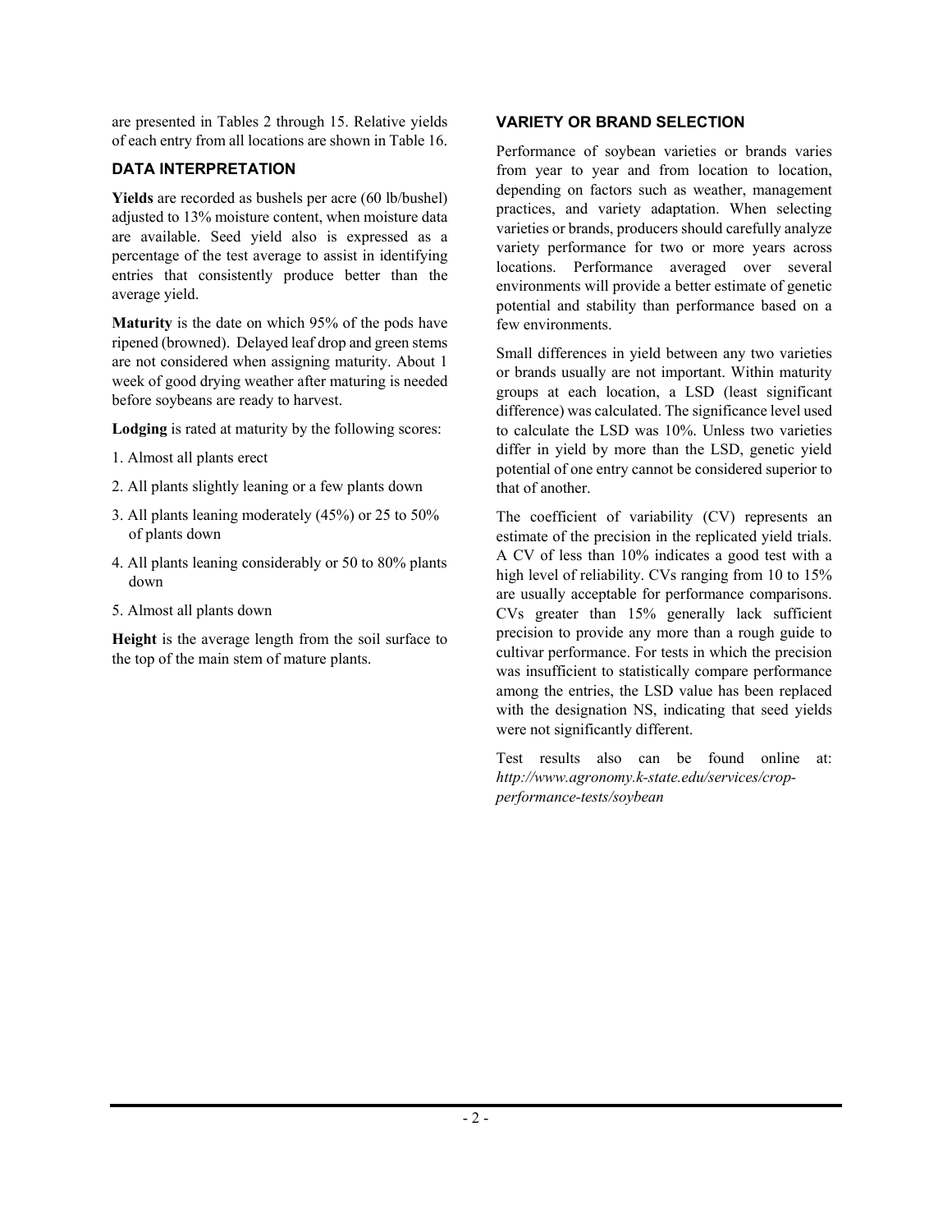are presented in Tables 2 through 15. Relative yields of each entry from all locations are shown in Table 16.

### DATA INTERPRETATION

**Yields** are recorded as bushels per acre (60 lb/bushel) adjusted to 13% moisture content, when moisture data are available. Seed yield also is expressed as a percentage of the test average to assist in identifying entries that consistently produce better than the average yield.

**Maturity** is the date on which 95% of the pods have ripened (browned). Delayed leaf drop and green stems are not considered when assigning maturity. About 1 week of good drying weather after maturing is needed before soybeans are ready to harvest.

**Lodging** is rated at maturity by the following scores:

1. Almost all plants erect
2. All plants slightly leaning or a few plants down
3. All plants leaning moderately (45%) or 25 to 50% of plants down
4. All plants leaning considerably or 50 to 80% plants down
5. Almost all plants down

**Height** is the average length from the soil surface to the top of the main stem of mature plants.

### VARIETY OR BRAND SELECTION

Performance of soybean varieties or brands varies from year to year and from location to location, depending on factors such as weather, management practices, and variety adaptation. When selecting varieties or brands, producers should carefully analyze variety performance for two or more years across locations. Performance averaged over several environments will provide a better estimate of genetic potential and stability than performance based on a few environments.

Small differences in yield between any two varieties or brands usually are not important. Within maturity groups at each location, a LSD (least significant difference) was calculated. The significance level used to calculate the LSD was 10%. Unless two varieties differ in yield by more than the LSD, genetic yield potential of one entry cannot be considered superior to that of another.

The coefficient of variability (CV) represents an estimate of the precision in the replicated yield trials. A CV of less than 10% indicates a good test with a high level of reliability. CVs ranging from 10 to 15% are usually acceptable for performance comparisons. CVs greater than 15% generally lack sufficient precision to provide any more than a rough guide to cultivar performance. For tests in which the precision was insufficient to statistically compare performance among the entries, the LSD value has been replaced with the designation NS, indicating that seed yields were not significantly different.

Test results also can be found online at: *http://www.agronomy.k-state.edu/services/crop-performance-tests/soybean*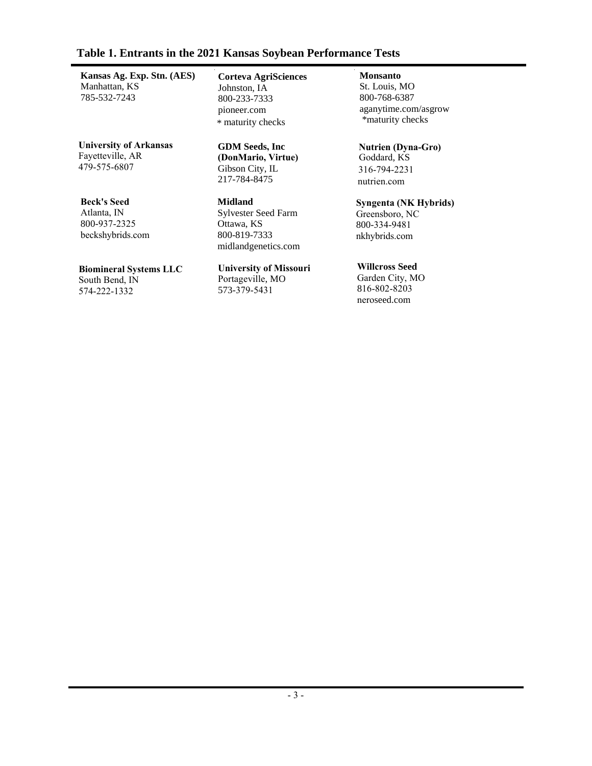## Table 1. Entrants in the 2021 Kansas Soybean Performance Tests

**Kansas Ag. Exp. Stn. (AES)**
Manhattan, KS
785-532-7243

**Corteva AgriSciences**
Johnston, IA
800-233-7333
pioneer.com
\* maturity checks

**Monsanto**
St. Louis, MO
800-768-6387
aganytime.com/asgrow
\*maturity checks

**University of Arkansas**
Fayetteville, AR
479-575-6807

**GDM Seeds, Inc (DonMario, Virtue)**
Gibson City, IL
217-784-8475

**Nutrien (Dyna-Gro)**
Goddard, KS
316-794-2231
nutrien.com

**Beck's Seed**
Atlanta, IN
800-937-2325
beckshybrids.com

**Midland**
Sylvester Seed Farm
Ottawa, KS
800-819-7333
midlandgenetics.com

**Syngenta (NK Hybrids)**
Greensboro, NC
800-334-9481
nkhybrids.com

**Biomineral Systems LLC**
South Bend, IN
574-222-1332

**University of Missouri**
Portageville, MO
573-379-5431

**Willcross Seed**
Garden City, MO
816-802-8203
neroseed.com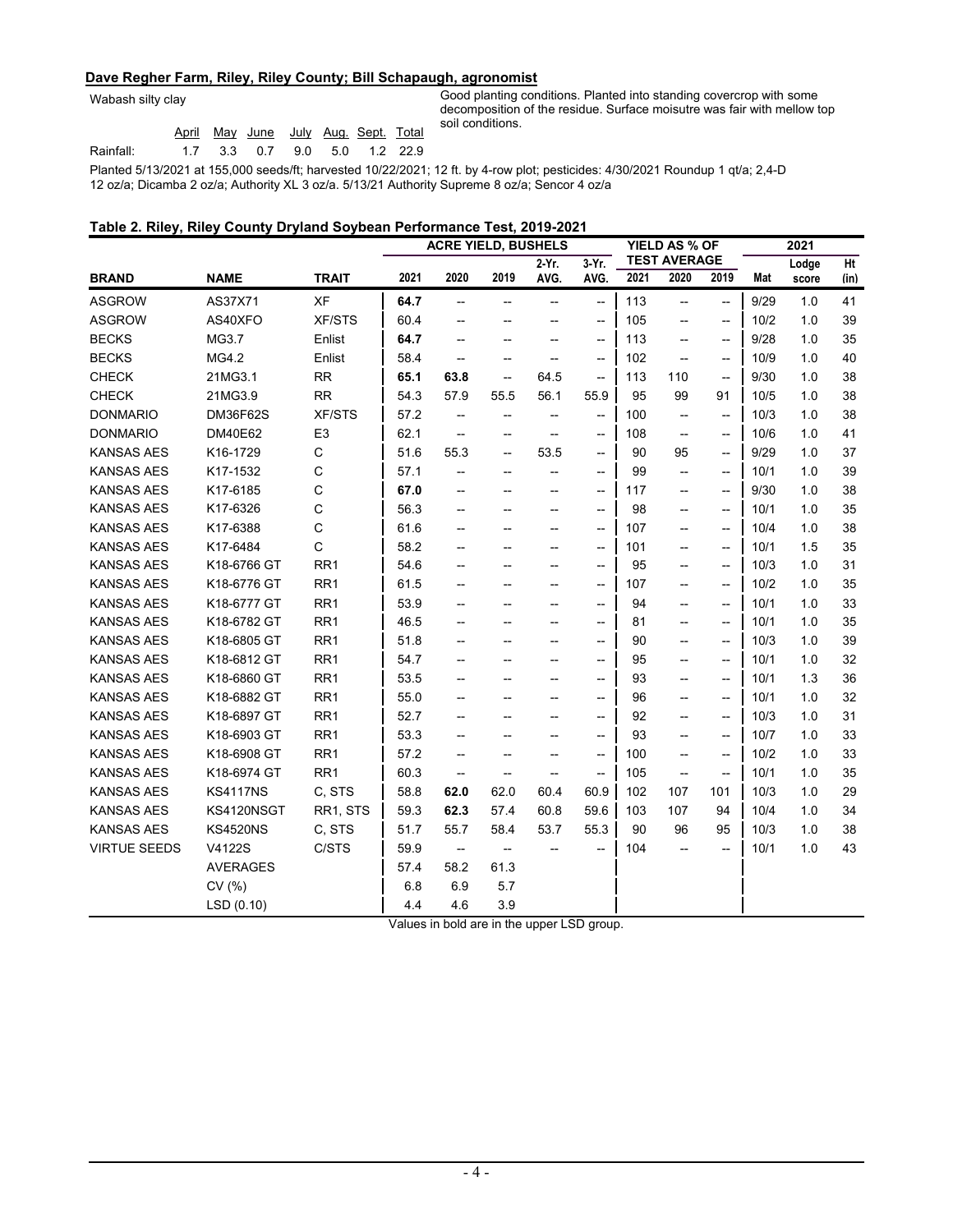**Dave Regher Farm, Riley, Riley County; Bill Schapaugh, agronomist**

Wabash silty clay

| | April | May | June | July | Aug. | Sept. | Total |
|---|---|---|---|---|---|---|---|
| Rainfall: | 1.7 | 3.3 | 0.7 | 9.0 | 5.0 | 1.2 | 22.9 |

Good planting conditions. Planted into standing covercrop with some decomposition of the residue. Surface moisutre was fair with mellow top soil conditions.

Planted 5/13/2021 at 155,000 seeds/ft; harvested 10/22/2021; 12 ft. by 4-row plot; pesticides: 4/30/2021 Roundup 1 qt/a; 2,4-D 12 oz/a; Dicamba 2 oz/a; Authority XL 3 oz/a. 5/13/21 Authority Supreme 8 oz/a; Sencor 4 oz/a

**Table 2. Riley, Riley County Dryland Soybean Performance Test, 2019-2021**

| | | | ACRE YIELD, BUSHELS | | | | | YIELD AS % OF TEST AVERAGE | | | 2021 | | |
|---|---|---|---|---|---|---|---|---|---|---|---|---|---|
| **BRAND** | **NAME** | **TRAIT** | 2021 | 2020 | 2019 | 2-Yr. AVG. | 3-Yr. AVG. | 2021 | 2020 | 2019 | Mat | Lodge score | Ht (in) |
| ASGROW | AS37X71 | XF | **64.7** | -- | -- | -- | -- | 113 | -- | -- | 9/29 | 1.0 | 41 |
| ASGROW | AS40XFO | XF/STS | 60.4 | -- | -- | -- | -- | 105 | -- | -- | 10/2 | 1.0 | 39 |
| BECKS | MG3.7 | Enlist | **64.7** | -- | -- | -- | -- | 113 | -- | -- | 9/28 | 1.0 | 35 |
| BECKS | MG4.2 | Enlist | 58.4 | -- | -- | -- | -- | 102 | -- | -- | 10/9 | 1.0 | 40 |
| CHECK | 21MG3.1 | RR | **65.1** | **63.8** | -- | 64.5 | -- | 113 | 110 | -- | 9/30 | 1.0 | 38 |
| CHECK | 21MG3.9 | RR | 54.3 | 57.9 | 55.5 | 56.1 | 55.9 | 95 | 99 | 91 | 10/5 | 1.0 | 38 |
| DONMARIO | DM36F62S | XF/STS | 57.2 | -- | -- | -- | -- | 100 | -- | -- | 10/3 | 1.0 | 38 |
| DONMARIO | DM40E62 | E3 | 62.1 | -- | -- | -- | -- | 108 | -- | -- | 10/6 | 1.0 | 41 |
| KANSAS AES | K16-1729 | C | 51.6 | 55.3 | -- | 53.5 | -- | 90 | 95 | -- | 9/29 | 1.0 | 37 |
| KANSAS AES | K17-1532 | C | 57.1 | -- | -- | -- | -- | 99 | -- | -- | 10/1 | 1.0 | 39 |
| KANSAS AES | K17-6185 | C | **67.0** | -- | -- | -- | -- | 117 | -- | -- | 9/30 | 1.0 | 38 |
| KANSAS AES | K17-6326 | C | 56.3 | -- | -- | -- | -- | 98 | -- | -- | 10/1 | 1.0 | 35 |
| KANSAS AES | K17-6388 | C | 61.6 | -- | -- | -- | -- | 107 | -- | -- | 10/4 | 1.0 | 38 |
| KANSAS AES | K17-6484 | C | 58.2 | -- | -- | -- | -- | 101 | -- | -- | 10/1 | 1.5 | 35 |
| KANSAS AES | K18-6766 GT | RR1 | 54.6 | -- | -- | -- | -- | 95 | -- | -- | 10/3 | 1.0 | 31 |
| KANSAS AES | K18-6776 GT | RR1 | 61.5 | -- | -- | -- | -- | 107 | -- | -- | 10/2 | 1.0 | 35 |
| KANSAS AES | K18-6777 GT | RR1 | 53.9 | -- | -- | -- | -- | 94 | -- | -- | 10/1 | 1.0 | 33 |
| KANSAS AES | K18-6782 GT | RR1 | 46.5 | -- | -- | -- | -- | 81 | -- | -- | 10/1 | 1.0 | 35 |
| KANSAS AES | K18-6805 GT | RR1 | 51.8 | -- | -- | -- | -- | 90 | -- | -- | 10/3 | 1.0 | 39 |
| KANSAS AES | K18-6812 GT | RR1 | 54.7 | -- | -- | -- | -- | 95 | -- | -- | 10/1 | 1.0 | 32 |
| KANSAS AES | K18-6860 GT | RR1 | 53.5 | -- | -- | -- | -- | 93 | -- | -- | 10/1 | 1.3 | 36 |
| KANSAS AES | K18-6882 GT | RR1 | 55.0 | -- | -- | -- | -- | 96 | -- | -- | 10/1 | 1.0 | 32 |
| KANSAS AES | K18-6897 GT | RR1 | 52.7 | -- | -- | -- | -- | 92 | -- | -- | 10/3 | 1.0 | 31 |
| KANSAS AES | K18-6903 GT | RR1 | 53.3 | -- | -- | -- | -- | 93 | -- | -- | 10/7 | 1.0 | 33 |
| KANSAS AES | K18-6908 GT | RR1 | 57.2 | -- | -- | -- | -- | 100 | -- | -- | 10/2 | 1.0 | 33 |
| KANSAS AES | K18-6974 GT | RR1 | 60.3 | -- | -- | -- | -- | 105 | -- | -- | 10/1 | 1.0 | 35 |
| KANSAS AES | KS4117NS | C, STS | 58.8 | **62.0** | 62.0 | 60.4 | 60.9 | 102 | 107 | 101 | 10/3 | 1.0 | 29 |
| KANSAS AES | KS4120NSGT | RR1, STS | 59.3 | **62.3** | 57.4 | 60.8 | 59.6 | 103 | 107 | 94 | 10/4 | 1.0 | 34 |
| KANSAS AES | KS4520NS | C, STS | 51.7 | 55.7 | 58.4 | 53.7 | 55.3 | 90 | 96 | 95 | 10/3 | 1.0 | 38 |
| VIRTUE SEEDS | V4122S | C/STS | 59.9 | -- | -- | -- | -- | 104 | -- | -- | 10/1 | 1.0 | 43 |
| | AVERAGES | | 57.4 | 58.2 | 61.3 | | | | | | | | |
| | CV (%) | | 6.8 | 6.9 | 5.7 | | | | | | | | |
| | LSD (0.10) | | 4.4 | 4.6 | 3.9 | | | | | | | | |

Values in bold are in the upper LSD group.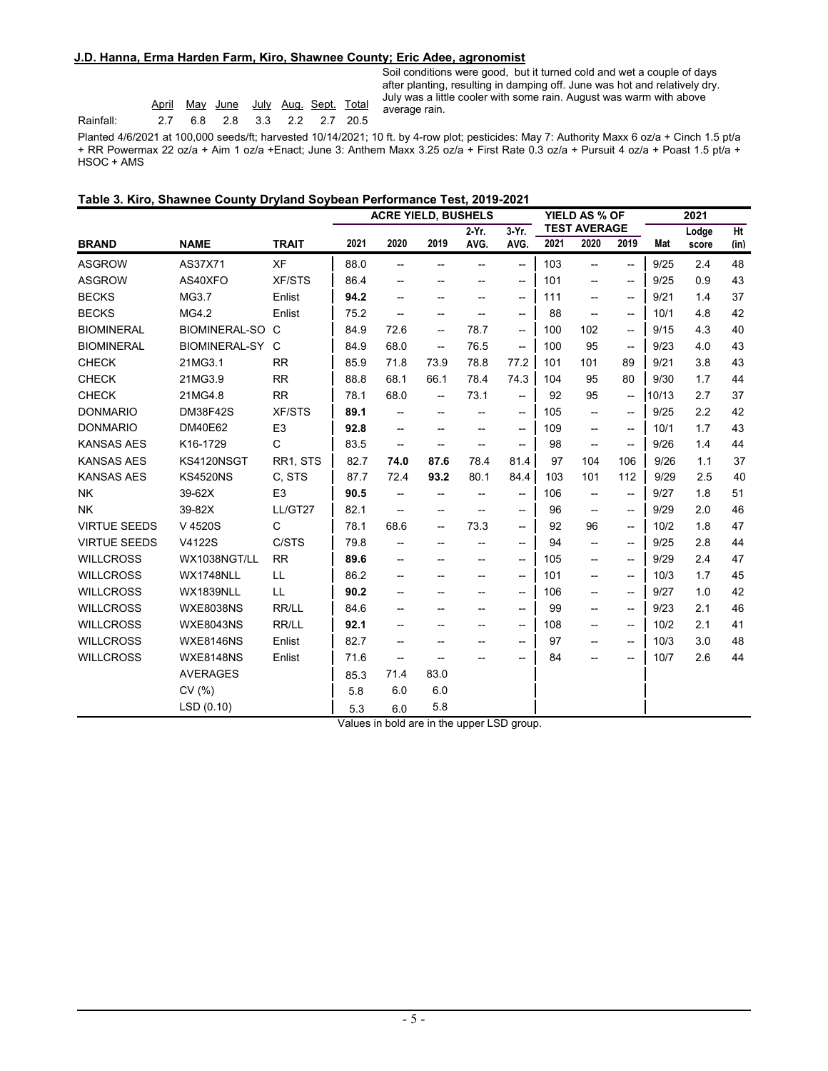**J.D. Hanna, Erma Harden Farm, Kiro, Shawnee County; Eric Adee, agronomist**

| | April | May | June | July | Aug. | Sept. | Total |
|---|---|---|---|---|---|---|---|
| Rainfall: | 2.7 | 6.8 | 2.8 | 3.3 | 2.2 | 2.7 | 20.5 |

Soil conditions were good, but it turned cold and wet a couple of days after planting, resulting in damping off. June was hot and relatively dry. July was a little cooler with some rain. August was warm with above average rain.

Planted 4/6/2021 at 100,000 seeds/ft; harvested 10/14/2021; 10 ft. by 4-row plot; pesticides: May 7: Authority Maxx 6 oz/a + Cinch 1.5 pt/a + RR Powermax 22 oz/a + Aim 1 oz/a +Enact; June 3: Anthem Maxx 3.25 oz/a + First Rate 0.3 oz/a + Pursuit 4 oz/a + Poast 1.5 pt/a + HSOC + AMS

**Table 3. Kiro, Shawnee County Dryland Soybean Performance Test, 2019-2021**

| | | | ACRE YIELD, BUSHELS | | | | | YIELD AS % OF TEST AVERAGE | | | 2021 | | |
|---|---|---|---|---|---|---|---|---|---|---|---|---|---|
| BRAND | NAME | TRAIT | 2021 | 2020 | 2019 | 2-Yr. AVG. | 3-Yr. AVG. | 2021 | 2020 | 2019 | Mat | Lodge score | Ht (in) |
| ASGROW | AS37X71 | XF | 88.0 | -- | -- | -- | -- | 103 | -- | -- | 9/25 | 2.4 | 48 |
| ASGROW | AS40XFO | XF/STS | 86.4 | -- | -- | -- | -- | 101 | -- | -- | 9/25 | 0.9 | 43 |
| BECKS | MG3.7 | Enlist | **94.2** | -- | -- | -- | -- | 111 | -- | -- | 9/21 | 1.4 | 37 |
| BECKS | MG4.2 | Enlist | 75.2 | -- | -- | -- | -- | 88 | -- | -- | 10/1 | 4.8 | 42 |
| BIOMINERAL | BIOMINERAL-SO | C | 84.9 | 72.6 | -- | 78.7 | -- | 100 | 102 | -- | 9/15 | 4.3 | 40 |
| BIOMINERAL | BIOMINERAL-SY | C | 84.9 | 68.0 | -- | 76.5 | -- | 100 | 95 | -- | 9/23 | 4.0 | 43 |
| CHECK | 21MG3.1 | RR | 85.9 | 71.8 | 73.9 | 78.8 | 77.2 | 101 | 101 | 89 | 9/21 | 3.8 | 43 |
| CHECK | 21MG3.9 | RR | 88.8 | 68.1 | 66.1 | 78.4 | 74.3 | 104 | 95 | 80 | 9/30 | 1.7 | 44 |
| CHECK | 21MG4.8 | RR | 78.1 | 68.0 | -- | 73.1 | -- | 92 | 95 | -- | 10/13 | 2.7 | 37 |
| DONMARIO | DM38F42S | XF/STS | **89.1** | -- | -- | -- | -- | 105 | -- | -- | 9/25 | 2.2 | 42 |
| DONMARIO | DM40E62 | E3 | **92.8** | -- | -- | -- | -- | 109 | -- | -- | 10/1 | 1.7 | 43 |
| KANSAS AES | K16-1729 | C | 83.5 | -- | -- | -- | -- | 98 | -- | -- | 9/26 | 1.4 | 44 |
| KANSAS AES | KS4120NSGT | RR1, STS | 82.7 | **74.0** | **87.6** | 78.4 | 81.4 | 97 | 104 | 106 | 9/26 | 1.1 | 37 |
| KANSAS AES | KS4520NS | C, STS | 87.7 | 72.4 | **93.2** | 80.1 | 84.4 | 103 | 101 | 112 | 9/29 | 2.5 | 40 |
| NK | 39-62X | E3 | **90.5** | -- | -- | -- | -- | 106 | -- | -- | 9/27 | 1.8 | 51 |
| NK | 39-82X | LL/GT27 | 82.1 | -- | -- | -- | -- | 96 | -- | -- | 9/29 | 2.0 | 46 |
| VIRTUE SEEDS | V 4520S | C | 78.1 | 68.6 | -- | 73.3 | -- | 92 | 96 | -- | 10/2 | 1.8 | 47 |
| VIRTUE SEEDS | V4122S | C/STS | 79.8 | -- | -- | -- | -- | 94 | -- | -- | 9/25 | 2.8 | 44 |
| WILLCROSS | WX1038NGT/LL | RR | **89.6** | -- | -- | -- | -- | 105 | -- | -- | 9/29 | 2.4 | 47 |
| WILLCROSS | WX1748NLL | LL | 86.2 | -- | -- | -- | -- | 101 | -- | -- | 10/3 | 1.7 | 45 |
| WILLCROSS | WX1839NLL | LL | **90.2** | -- | -- | -- | -- | 106 | -- | -- | 9/27 | 1.0 | 42 |
| WILLCROSS | WXE8038NS | RR/LL | 84.6 | -- | -- | -- | -- | 99 | -- | -- | 9/23 | 2.1 | 46 |
| WILLCROSS | WXE8043NS | RR/LL | **92.1** | -- | -- | -- | -- | 108 | -- | -- | 10/2 | 2.1 | 41 |
| WILLCROSS | WXE8146NS | Enlist | 82.7 | -- | -- | -- | -- | 97 | -- | -- | 10/3 | 3.0 | 48 |
| WILLCROSS | WXE8148NS | Enlist | 71.6 | -- | -- | -- | -- | 84 | -- | -- | 10/7 | 2.6 | 44 |
| | AVERAGES | | 85.3 | 71.4 | 83.0 | | | | | | | | |
| | CV (%) | | 5.8 | 6.0 | 6.0 | | | | | | | | |
| | LSD (0.10) | | 5.3 | 6.0 | 5.8 | | | | | | | | |

Values in bold are in the upper LSD group.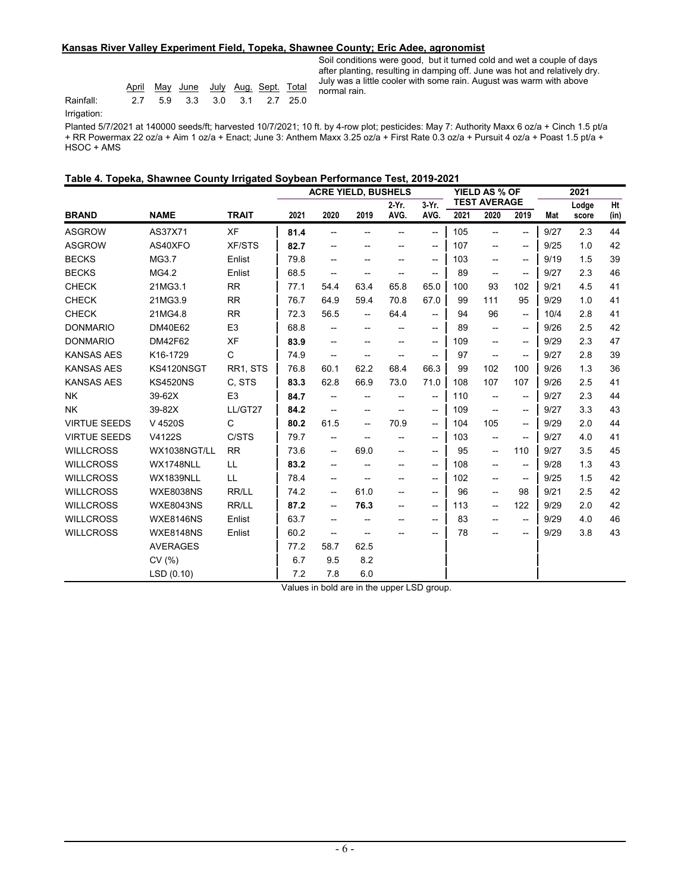**Kansas River Valley Experiment Field, Topeka, Shawnee County; Eric Adee, agronomist**

| | April | May | June | July | Aug. | Sept. | Total |
|---|---|---|---|---|---|---|---|
| Rainfall: | 2.7 | 5.9 | 3.3 | 3.0 | 3.1 | 2.7 | 25.0 |
| Irrigation: | | | | | | | |

Soil conditions were good, but it turned cold and wet a couple of days after planting, resulting in damping off. June was hot and relatively dry. July was a little cooler with some rain. August was warm with above normal rain.

Planted 5/7/2021 at 140000 seeds/ft; harvested 10/7/2021; 10 ft. by 4-row plot; pesticides: May 7: Authority Maxx 6 oz/a + Cinch 1.5 pt/a + RR Powermax 22 oz/a + Aim 1 oz/a + Enact; June 3: Anthem Maxx 3.25 oz/a + First Rate 0.3 oz/a + Pursuit 4 oz/a + Poast 1.5 pt/a + HSOC + AMS

**Table 4. Topeka, Shawnee County Irrigated Soybean Performance Test, 2019-2021**

| | | | ACRE YIELD, BUSHELS | | | | | YIELD AS % OF TEST AVERAGE | | | 2021 | | |
|---|---|---|---|---|---|---|---|---|---|---|---|---|---|
| **BRAND** | **NAME** | **TRAIT** | **2021** | **2020** | **2019** | **2-Yr. AVG.** | **3-Yr. AVG.** | **2021** | **2020** | **2019** | **Mat** | **Lodge score** | **Ht (in)** |
| ASGROW | AS37X71 | XF | **81.4** | -- | -- | -- | -- | 105 | -- | -- | 9/27 | 2.3 | 44 |
| ASGROW | AS40XFO | XF/STS | **82.7** | -- | -- | -- | -- | 107 | -- | -- | 9/25 | 1.0 | 42 |
| BECKS | MG3.7 | Enlist | 79.8 | -- | -- | -- | -- | 103 | -- | -- | 9/19 | 1.5 | 39 |
| BECKS | MG4.2 | Enlist | 68.5 | -- | -- | -- | -- | 89 | -- | -- | 9/27 | 2.3 | 46 |
| CHECK | 21MG3.1 | RR | 77.1 | 54.4 | 63.4 | 65.8 | 65.0 | 100 | 93 | 102 | 9/21 | 4.5 | 41 |
| CHECK | 21MG3.9 | RR | 76.7 | 64.9 | 59.4 | 70.8 | 67.0 | 99 | 111 | 95 | 9/29 | 1.0 | 41 |
| CHECK | 21MG4.8 | RR | 72.3 | 56.5 | -- | 64.4 | -- | 94 | 96 | -- | 10/4 | 2.8 | 41 |
| DONMARIO | DM40E62 | E3 | 68.8 | -- | -- | -- | -- | 89 | -- | -- | 9/26 | 2.5 | 42 |
| DONMARIO | DM42F62 | XF | **83.9** | -- | -- | -- | -- | 109 | -- | -- | 9/29 | 2.3 | 47 |
| KANSAS AES | K16-1729 | C | 74.9 | -- | -- | -- | -- | 97 | -- | -- | 9/27 | 2.8 | 39 |
| KANSAS AES | KS4120NSGT | RR1, STS | 76.8 | 60.1 | 62.2 | 68.4 | 66.3 | 99 | 102 | 100 | 9/26 | 1.3 | 36 |
| KANSAS AES | KS4520NS | C, STS | **83.3** | 62.8 | 66.9 | 73.0 | 71.0 | 108 | 107 | 107 | 9/26 | 2.5 | 41 |
| NK | 39-62X | E3 | **84.7** | -- | -- | -- | -- | 110 | -- | -- | 9/27 | 2.3 | 44 |
| NK | 39-82X | LL/GT27 | **84.2** | -- | -- | -- | -- | 109 | -- | -- | 9/27 | 3.3 | 43 |
| VIRTUE SEEDS | V 4520S | C | **80.2** | 61.5 | -- | 70.9 | -- | 104 | 105 | -- | 9/29 | 2.0 | 44 |
| VIRTUE SEEDS | V4122S | C/STS | 79.7 | -- | -- | -- | -- | 103 | -- | -- | 9/27 | 4.0 | 41 |
| WILLCROSS | WX1038NGT/LL | RR | 73.6 | -- | 69.0 | -- | -- | 95 | -- | 110 | 9/27 | 3.5 | 45 |
| WILLCROSS | WX1748NLL | LL | **83.2** | -- | -- | -- | -- | 108 | -- | -- | 9/28 | 1.3 | 43 |
| WILLCROSS | WX1839NLL | LL | 78.4 | -- | -- | -- | -- | 102 | -- | -- | 9/25 | 1.5 | 42 |
| WILLCROSS | WXE8038NS | RR/LL | 74.2 | -- | 61.0 | -- | -- | 96 | -- | 98 | 9/21 | 2.5 | 42 |
| WILLCROSS | WXE8043NS | RR/LL | **87.2** | -- | **76.3** | -- | -- | 113 | -- | 122 | 9/29 | 2.0 | 42 |
| WILLCROSS | WXE8146NS | Enlist | 63.7 | -- | -- | -- | -- | 83 | -- | -- | 9/29 | 4.0 | 46 |
| WILLCROSS | WXE8148NS | Enlist | 60.2 | -- | -- | -- | -- | 78 | -- | -- | 9/29 | 3.8 | 43 |
| | AVERAGES | | 77.2 | 58.7 | 62.5 | | | | | | | | |
| | CV (%) | | 6.7 | 9.5 | 8.2 | | | | | | | | |
| | LSD (0.10) | | 7.2 | 7.8 | 6.0 | | | | | | | | |

Values in bold are in the upper LSD group.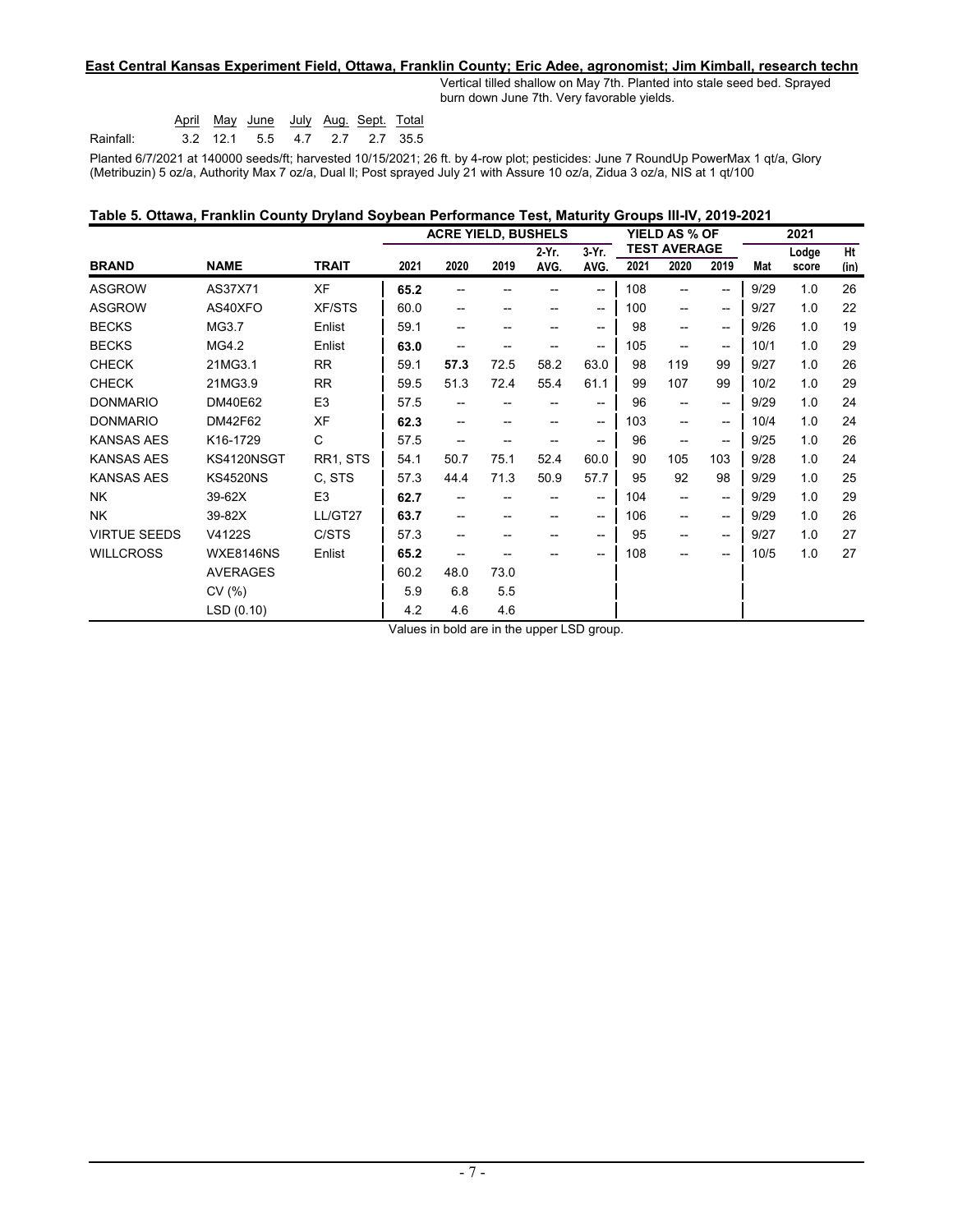**East Central Kansas Experiment Field, Ottawa, Franklin County; Eric Adee, agronomist; Jim Kimball, research techn**

Vertical tilled shallow on May 7th. Planted into stale seed bed. Sprayed burn down June 7th. Very favorable yields.

| | April | May | June | July | Aug. | Sept. | Total |
|---|---|---|---|---|---|---|---|
| Rainfall: | 3.2 | 12.1 | 5.5 | 4.7 | 2.7 | 2.7 | 35.5 |

Planted 6/7/2021 at 140000 seeds/ft; harvested 10/15/2021; 26 ft. by 4-row plot; pesticides: June 7 RoundUp PowerMax 1 qt/a, Glory (Metribuzin) 5 oz/a, Authority Max 7 oz/a, Dual ll; Post sprayed July 21 with Assure 10 oz/a, Zidua 3 oz/a, NIS at 1 qt/100

**Table 5. Ottawa, Franklin County Dryland Soybean Performance Test, Maturity Groups III-IV, 2019-2021**

| | | | ACRE YIELD, BUSHELS | | | | | YIELD AS % OF TEST AVERAGE | | | 2021 | | |
|---|---|---|---|---|---|---|---|---|---|---|---|---|---|
| BRAND | NAME | TRAIT | 2021 | 2020 | 2019 | 2-Yr. AVG. | 3-Yr. AVG. | 2021 | 2020 | 2019 | Mat | Lodge score | Ht (in) |
| ASGROW | AS37X71 | XF | **65.2** | -- | -- | -- | -- | 108 | -- | -- | 9/29 | 1.0 | 26 |
| ASGROW | AS40XFO | XF/STS | 60.0 | -- | -- | -- | -- | 100 | -- | -- | 9/27 | 1.0 | 22 |
| BECKS | MG3.7 | Enlist | 59.1 | -- | -- | -- | -- | 98 | -- | -- | 9/26 | 1.0 | 19 |
| BECKS | MG4.2 | Enlist | **63.0** | -- | -- | -- | -- | 105 | -- | -- | 10/1 | 1.0 | 29 |
| CHECK | 21MG3.1 | RR | 59.1 | **57.3** | 72.5 | 58.2 | 63.0 | 98 | 119 | 99 | 9/27 | 1.0 | 26 |
| CHECK | 21MG3.9 | RR | 59.5 | 51.3 | 72.4 | 55.4 | 61.1 | 99 | 107 | 99 | 10/2 | 1.0 | 29 |
| DONMARIO | DM40E62 | E3 | 57.5 | -- | -- | -- | -- | 96 | -- | -- | 9/29 | 1.0 | 24 |
| DONMARIO | DM42F62 | XF | **62.3** | -- | -- | -- | -- | 103 | -- | -- | 10/4 | 1.0 | 24 |
| KANSAS AES | K16-1729 | C | 57.5 | -- | -- | -- | -- | 96 | -- | -- | 9/25 | 1.0 | 26 |
| KANSAS AES | KS4120NSGT | RR1, STS | 54.1 | 50.7 | 75.1 | 52.4 | 60.0 | 90 | 105 | 103 | 9/28 | 1.0 | 24 |
| KANSAS AES | KS4520NS | C, STS | 57.3 | 44.4 | 71.3 | 50.9 | 57.7 | 95 | 92 | 98 | 9/29 | 1.0 | 25 |
| NK | 39-62X | E3 | **62.7** | -- | -- | -- | -- | 104 | -- | -- | 9/29 | 1.0 | 29 |
| NK | 39-82X | LL/GT27 | **63.7** | -- | -- | -- | -- | 106 | -- | -- | 9/29 | 1.0 | 26 |
| VIRTUE SEEDS | V4122S | C/STS | 57.3 | -- | -- | -- | -- | 95 | -- | -- | 9/27 | 1.0 | 27 |
| WILLCROSS | WXE8146NS | Enlist | **65.2** | -- | -- | -- | -- | 108 | -- | -- | 10/5 | 1.0 | 27 |
| | AVERAGES | | 60.2 | 48.0 | 73.0 | | | | | | | | |
| | CV (%) | | 5.9 | 6.8 | 5.5 | | | | | | | | |
| | LSD (0.10) | | 4.2 | 4.6 | 4.6 | | | | | | | | |

Values in bold are in the upper LSD group.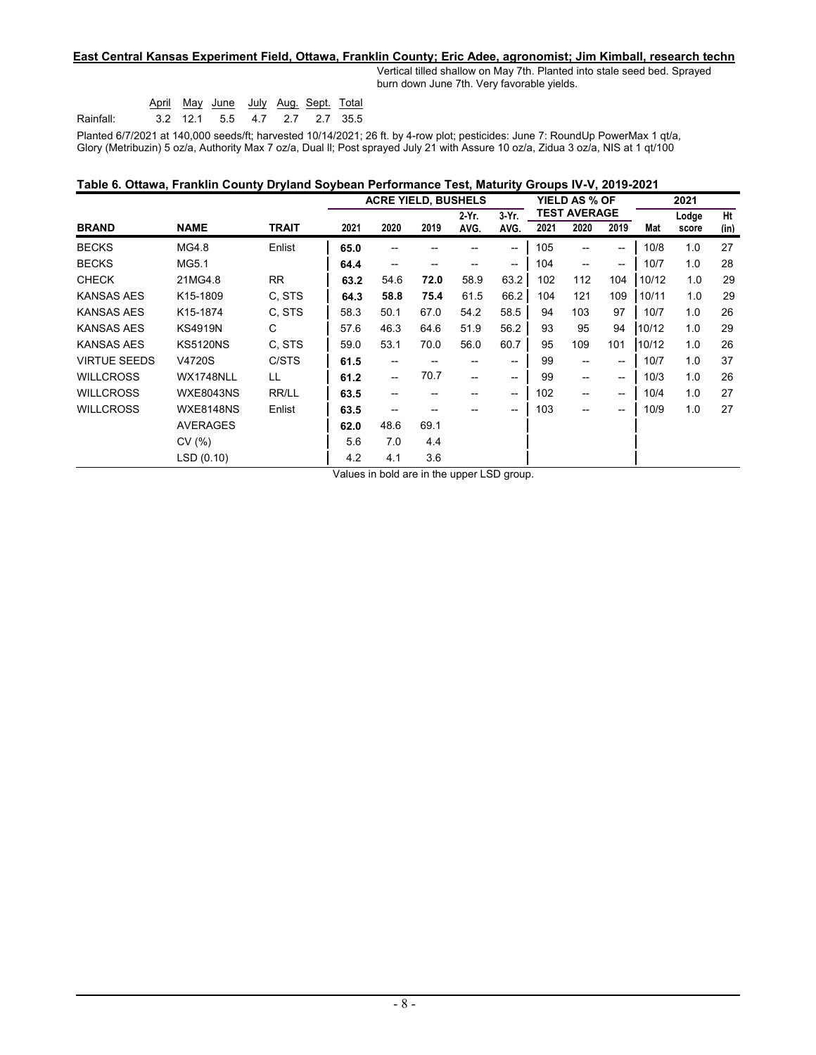**East Central Kansas Experiment Field, Ottawa, Franklin County; Eric Adee, agronomist; Jim Kimball, research techn**

Vertical tilled shallow on May 7th. Planted into stale seed bed. Sprayed burn down June 7th. Very favorable yields.

| | April | May | June | July | Aug. | Sept. | Total |
|---|---|---|---|---|---|---|---|
| Rainfall: | 3.2 | 12.1 | 5.5 | 4.7 | 2.7 | 2.7 | 35.5 |

Planted 6/7/2021 at 140,000 seeds/ft; harvested 10/14/2021; 26 ft. by 4-row plot; pesticides: June 7: RoundUp PowerMax 1 qt/a, Glory (Metribuzin) 5 oz/a, Authority Max 7 oz/a, Dual ll; Post sprayed July 21 with Assure 10 oz/a, Zidua 3 oz/a, NIS at 1 qt/100

**Table 6. Ottawa, Franklin County Dryland Soybean Performance Test, Maturity Groups IV-V, 2019-2021**

| | | | ACRE YIELD, BUSHELS | | | | | YIELD AS % OF TEST AVERAGE | | | 2021 | | |
|---|---|---|---|---|---|---|---|---|---|---|---|---|---|
| BRAND | NAME | TRAIT | 2021 | 2020 | 2019 | 2-Yr. AVG. | 3-Yr. AVG. | 2021 | 2020 | 2019 | Mat | Lodge score | Ht (in) |
| BECKS | MG4.8 | Enlist | **65.0** | -- | -- | -- | -- | 105 | -- | -- | 10/8 | 1.0 | 27 |
| BECKS | MG5.1 | | **64.4** | -- | -- | -- | -- | 104 | -- | -- | 10/7 | 1.0 | 28 |
| CHECK | 21MG4.8 | RR | **63.2** | 54.6 | **72.0** | 58.9 | 63.2 | 102 | 112 | 104 | 10/12 | 1.0 | 29 |
| KANSAS AES | K15-1809 | C, STS | **64.3** | **58.8** | **75.4** | 61.5 | 66.2 | 104 | 121 | 109 | 10/11 | 1.0 | 29 |
| KANSAS AES | K15-1874 | C, STS | 58.3 | 50.1 | 67.0 | 54.2 | 58.5 | 94 | 103 | 97 | 10/7 | 1.0 | 26 |
| KANSAS AES | KS4919N | C | 57.6 | 46.3 | 64.6 | 51.9 | 56.2 | 93 | 95 | 94 | 10/12 | 1.0 | 29 |
| KANSAS AES | KS5120NS | C, STS | 59.0 | 53.1 | 70.0 | 56.0 | 60.7 | 95 | 109 | 101 | 10/12 | 1.0 | 26 |
| VIRTUE SEEDS | V4720S | C/STS | **61.5** | -- | -- | -- | -- | 99 | -- | -- | 10/7 | 1.0 | 37 |
| WILLCROSS | WX1748NLL | LL | **61.2** | -- | 70.7 | -- | -- | 99 | -- | -- | 10/3 | 1.0 | 26 |
| WILLCROSS | WXE8043NS | RR/LL | **63.5** | -- | -- | -- | -- | 102 | -- | -- | 10/4 | 1.0 | 27 |
| WILLCROSS | WXE8148NS | Enlist | **63.5** | -- | -- | -- | -- | 103 | -- | -- | 10/9 | 1.0 | 27 |
| | AVERAGES | | **62.0** | 48.6 | 69.1 | | | | | | | | |
| | CV (%) | | 5.6 | 7.0 | 4.4 | | | | | | | | |
| | LSD (0.10) | | 4.2 | 4.1 | 3.6 | | | | | | | | |

Values in bold are in the upper LSD group.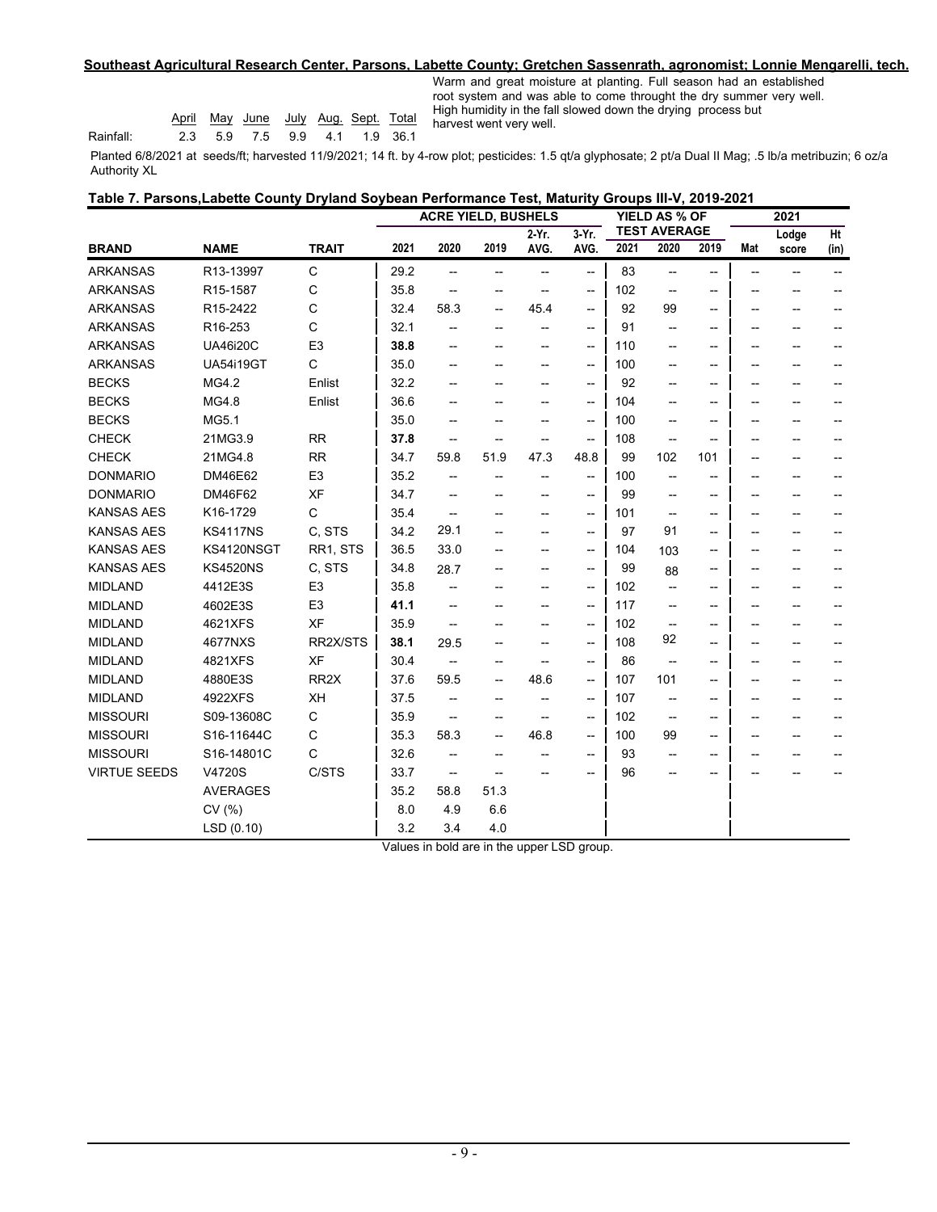**Southeast Agricultural Research Center, Parsons, Labette County; Gretchen Sassenrath, agronomist; Lonnie Mengarelli, tech.**

|  | April | May | June | July | Aug. | Sept. | Total |
|---|---|---|---|---|---|---|---|
| Rainfall: | 2.3 | 5.9 | 7.5 | 9.9 | 4.1 | 1.9 | 36.1 |

Warm and great moisture at planting. Full season had an established root system and was able to come throught the dry summer very well. High humidity in the fall slowed down the drying process but harvest went very well.

Planted 6/8/2021 at seeds/ft; harvested 11/9/2021; 14 ft. by 4-row plot; pesticides: 1.5 qt/a glyphosate; 2 pt/a Dual II Mag; .5 lb/a metribuzin; 6 oz/a Authority XL

**Table 7. Parsons,Labette County Dryland Soybean Performance Test, Maturity Groups III-V, 2019-2021**

| | | | ACRE YIELD, BUSHELS | | | | | YIELD AS % OF TEST AVERAGE | | | 2021 | | |
|---|---|---|---|---|---|---|---|---|---|---|---|---|---|
| **BRAND** | **NAME** | **TRAIT** | **2021** | **2020** | **2019** | **2-Yr. AVG.** | **3-Yr. AVG.** | **2021** | **2020** | **2019** | **Mat** | **Lodge score** | **Ht (in)** |
| ARKANSAS | R13-13997 | C | 29.2 | -- | -- | -- | -- | 83 | -- | -- | -- | -- | -- |
| ARKANSAS | R15-1587 | C | 35.8 | -- | -- | -- | -- | 102 | -- | -- | -- | -- | -- |
| ARKANSAS | R15-2422 | C | 32.4 | 58.3 | -- | 45.4 | -- | 92 | 99 | -- | -- | -- | -- |
| ARKANSAS | R16-253 | C | 32.1 | -- | -- | -- | -- | 91 | -- | -- | -- | -- | -- |
| ARKANSAS | UA46i20C | E3 | **38.8** | -- | -- | -- | -- | 110 | -- | -- | -- | -- | -- |
| ARKANSAS | UA54i19GT | C | 35.0 | -- | -- | -- | -- | 100 | -- | -- | -- | -- | -- |
| BECKS | MG4.2 | Enlist | 32.2 | -- | -- | -- | -- | 92 | -- | -- | -- | -- | -- |
| BECKS | MG4.8 | Enlist | 36.6 | -- | -- | -- | -- | 104 | -- | -- | -- | -- | -- |
| BECKS | MG5.1 | | 35.0 | -- | -- | -- | -- | 100 | -- | -- | -- | -- | -- |
| CHECK | 21MG3.9 | RR | **37.8** | -- | -- | -- | -- | 108 | -- | -- | -- | -- | -- |
| CHECK | 21MG4.8 | RR | 34.7 | 59.8 | 51.9 | 47.3 | 48.8 | 99 | 102 | 101 | -- | -- | -- |
| DONMARIO | DM46E62 | E3 | 35.2 | -- | -- | -- | -- | 100 | -- | -- | -- | -- | -- |
| DONMARIO | DM46F62 | XF | 34.7 | -- | -- | -- | -- | 99 | -- | -- | -- | -- | -- |
| KANSAS AES | K16-1729 | C | 35.4 | -- | -- | -- | -- | 101 | -- | -- | -- | -- | -- |
| KANSAS AES | KS4117NS | C, STS | 34.2 | 29.1 | -- | -- | -- | 97 | 91 | -- | -- | -- | -- |
| KANSAS AES | KS4120NSGT | RR1, STS | 36.5 | 33.0 | -- | -- | -- | 104 | 103 | -- | -- | -- | -- |
| KANSAS AES | KS4520NS | C, STS | 34.8 | 28.7 | -- | -- | -- | 99 | 88 | -- | -- | -- | -- |
| MIDLAND | 4412E3S | E3 | 35.8 | -- | -- | -- | -- | 102 | -- | -- | -- | -- | -- |
| MIDLAND | 4602E3S | E3 | **41.1** | -- | -- | -- | -- | 117 | -- | -- | -- | -- | -- |
| MIDLAND | 4621XFS | XF | 35.9 | -- | -- | -- | -- | 102 | -- | -- | -- | -- | -- |
| MIDLAND | 4677NXS | RR2X/STS | **38.1** | 29.5 | -- | -- | -- | 108 | 92 | -- | -- | -- | -- |
| MIDLAND | 4821XFS | XF | 30.4 | -- | -- | -- | -- | 86 | -- | -- | -- | -- | -- |
| MIDLAND | 4880E3S | RR2X | 37.6 | 59.5 | -- | 48.6 | -- | 107 | 101 | -- | -- | -- | -- |
| MIDLAND | 4922XFS | XH | 37.5 | -- | -- | -- | -- | 107 | -- | -- | -- | -- | -- |
| MISSOURI | S09-13608C | C | 35.9 | -- | -- | -- | -- | 102 | -- | -- | -- | -- | -- |
| MISSOURI | S16-11644C | C | 35.3 | 58.3 | -- | 46.8 | -- | 100 | 99 | -- | -- | -- | -- |
| MISSOURI | S16-14801C | C | 32.6 | -- | -- | -- | -- | 93 | -- | -- | -- | -- | -- |
| VIRTUE SEEDS | V4720S | C/STS | 33.7 | -- | -- | -- | -- | 96 | -- | -- | -- | -- | -- |
| | AVERAGES | | 35.2 | 58.8 | 51.3 | | | | | | | | |
| | CV (%) | | 8.0 | 4.9 | 6.6 | | | | | | | | |
| | LSD (0.10) | | 3.2 | 3.4 | 4.0 | | | | | | | | |

Values in bold are in the upper LSD group.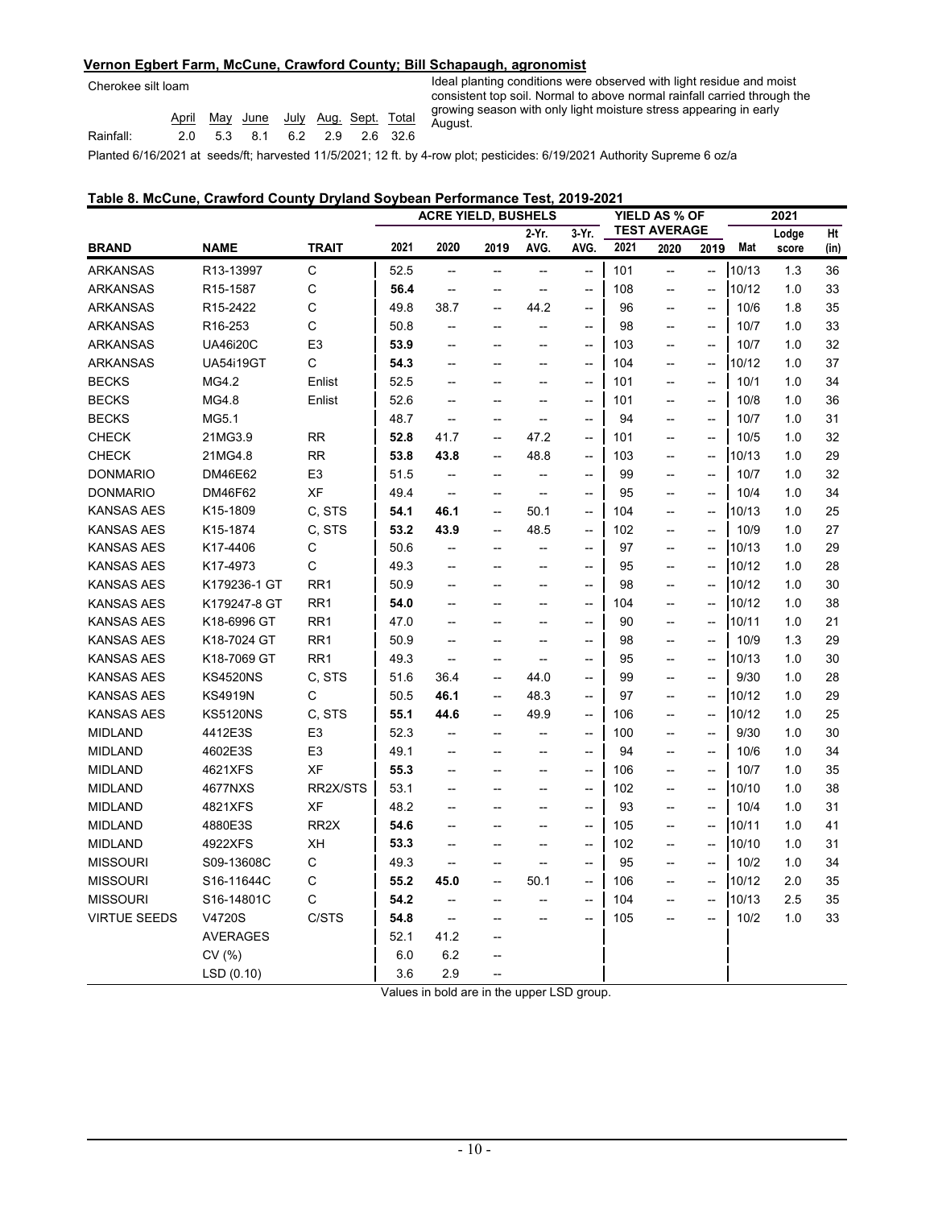**Vernon Egbert Farm, McCune, Crawford County; Bill Schapaugh, agronomist**

Cherokee silt loam

| | April | May | June | July | Aug. | Sept. | Total |
|---|---|---|---|---|---|---|---|
| Rainfall: | 2.0 | 5.3 | 8.1 | 6.2 | 2.9 | 2.6 | 32.6 |

Ideal planting conditions were observed with light residue and moist consistent top soil. Normal to above normal rainfall carried through the growing season with only light moisture stress appearing in early August.

Planted 6/16/2021 at seeds/ft; harvested 11/5/2021; 12 ft. by 4-row plot; pesticides: 6/19/2021 Authority Supreme 6 oz/a

**Table 8. McCune, Crawford County Dryland Soybean Performance Test, 2019-2021**

| | | | ACRE YIELD, BUSHELS | | | | | YIELD AS % OF TEST AVERAGE | | | 2021 | | |
|---|---|---|---|---|---|---|---|---|---|---|---|---|---|
| **BRAND** | **NAME** | **TRAIT** | 2021 | 2020 | 2019 | 2-Yr. AVG. | 3-Yr. AVG. | 2021 | 2020 | 2019 | Mat | Lodge score | Ht (in) |
| ARKANSAS | R13-13997 | C | 52.5 | -- | -- | -- | -- | 101 | -- | -- | 10/13 | 1.3 | 36 |
| ARKANSAS | R15-1587 | C | **56.4** | -- | -- | -- | -- | 108 | -- | -- | 10/12 | 1.0 | 33 |
| ARKANSAS | R15-2422 | C | 49.8 | 38.7 | -- | 44.2 | -- | 96 | -- | -- | 10/6 | 1.8 | 35 |
| ARKANSAS | R16-253 | C | 50.8 | -- | -- | -- | -- | 98 | -- | -- | 10/7 | 1.0 | 33 |
| ARKANSAS | UA46i20C | E3 | **53.9** | -- | -- | -- | -- | 103 | -- | -- | 10/7 | 1.0 | 32 |
| ARKANSAS | UA54i19GT | C | **54.3** | -- | -- | -- | -- | 104 | -- | -- | 10/12 | 1.0 | 37 |
| BECKS | MG4.2 | Enlist | 52.5 | -- | -- | -- | -- | 101 | -- | -- | 10/1 | 1.0 | 34 |
| BECKS | MG4.8 | Enlist | 52.6 | -- | -- | -- | -- | 101 | -- | -- | 10/8 | 1.0 | 36 |
| BECKS | MG5.1 | | 48.7 | -- | -- | -- | -- | 94 | -- | -- | 10/7 | 1.0 | 31 |
| CHECK | 21MG3.9 | RR | **52.8** | 41.7 | -- | 47.2 | -- | 101 | -- | -- | 10/5 | 1.0 | 32 |
| CHECK | 21MG4.8 | RR | **53.8** | **43.8** | -- | 48.8 | -- | 103 | -- | -- | 10/13 | 1.0 | 29 |
| DONMARIO | DM46E62 | E3 | 51.5 | -- | -- | -- | -- | 99 | -- | -- | 10/7 | 1.0 | 32 |
| DONMARIO | DM46F62 | XF | 49.4 | -- | -- | -- | -- | 95 | -- | -- | 10/4 | 1.0 | 34 |
| KANSAS AES | K15-1809 | C, STS | **54.1** | **46.1** | -- | 50.1 | -- | 104 | -- | -- | 10/13 | 1.0 | 25 |
| KANSAS AES | K15-1874 | C, STS | **53.2** | **43.9** | -- | 48.5 | -- | 102 | -- | -- | 10/9 | 1.0 | 27 |
| KANSAS AES | K17-4406 | C | 50.6 | -- | -- | -- | -- | 97 | -- | -- | 10/13 | 1.0 | 29 |
| KANSAS AES | K17-4973 | C | 49.3 | -- | -- | -- | -- | 95 | -- | -- | 10/12 | 1.0 | 28 |
| KANSAS AES | K179236-1 GT | RR1 | 50.9 | -- | -- | -- | -- | 98 | -- | -- | 10/12 | 1.0 | 30 |
| KANSAS AES | K179247-8 GT | RR1 | **54.0** | -- | -- | -- | -- | 104 | -- | -- | 10/12 | 1.0 | 38 |
| KANSAS AES | K18-6996 GT | RR1 | 47.0 | -- | -- | -- | -- | 90 | -- | -- | 10/11 | 1.0 | 21 |
| KANSAS AES | K18-7024 GT | RR1 | 50.9 | -- | -- | -- | -- | 98 | -- | -- | 10/9 | 1.3 | 29 |
| KANSAS AES | K18-7069 GT | RR1 | 49.3 | -- | -- | -- | -- | 95 | -- | -- | 10/13 | 1.0 | 30 |
| KANSAS AES | KS4520NS | C, STS | 51.6 | 36.4 | -- | 44.0 | -- | 99 | -- | -- | 9/30 | 1.0 | 28 |
| KANSAS AES | KS4919N | C | 50.5 | **46.1** | -- | 48.3 | -- | 97 | -- | -- | 10/12 | 1.0 | 29 |
| KANSAS AES | KS5120NS | C, STS | **55.1** | **44.6** | -- | 49.9 | -- | 106 | -- | -- | 10/12 | 1.0 | 25 |
| MIDLAND | 4412E3S | E3 | 52.3 | -- | -- | -- | -- | 100 | -- | -- | 9/30 | 1.0 | 30 |
| MIDLAND | 4602E3S | E3 | 49.1 | -- | -- | -- | -- | 94 | -- | -- | 10/6 | 1.0 | 34 |
| MIDLAND | 4621XFS | XF | **55.3** | -- | -- | -- | -- | 106 | -- | -- | 10/7 | 1.0 | 35 |
| MIDLAND | 4677NXS | RR2X/STS | 53.1 | -- | -- | -- | -- | 102 | -- | -- | 10/10 | 1.0 | 38 |
| MIDLAND | 4821XFS | XF | 48.2 | -- | -- | -- | -- | 93 | -- | -- | 10/4 | 1.0 | 31 |
| MIDLAND | 4880E3S | RR2X | **54.6** | -- | -- | -- | -- | 105 | -- | -- | 10/11 | 1.0 | 41 |
| MIDLAND | 4922XFS | XH | **53.3** | -- | -- | -- | -- | 102 | -- | -- | 10/10 | 1.0 | 31 |
| MISSOURI | S09-13608C | C | 49.3 | -- | -- | -- | -- | 95 | -- | -- | 10/2 | 1.0 | 34 |
| MISSOURI | S16-11644C | C | **55.2** | **45.0** | -- | 50.1 | -- | 106 | -- | -- | 10/12 | 2.0 | 35 |
| MISSOURI | S16-14801C | C | **54.2** | -- | -- | -- | -- | 104 | -- | -- | 10/13 | 2.5 | 35 |
| VIRTUE SEEDS | V4720S | C/STS | **54.8** | -- | -- | -- | -- | 105 | -- | -- | 10/2 | 1.0 | 33 |
| | AVERAGES | | 52.1 | 41.2 | -- | | | | | | | | |
| | CV (%) | | 6.0 | 6.2 | -- | | | | | | | | |
| | LSD (0.10) | | 3.6 | 2.9 | -- | | | | | | | | |

Values in bold are in the upper LSD group.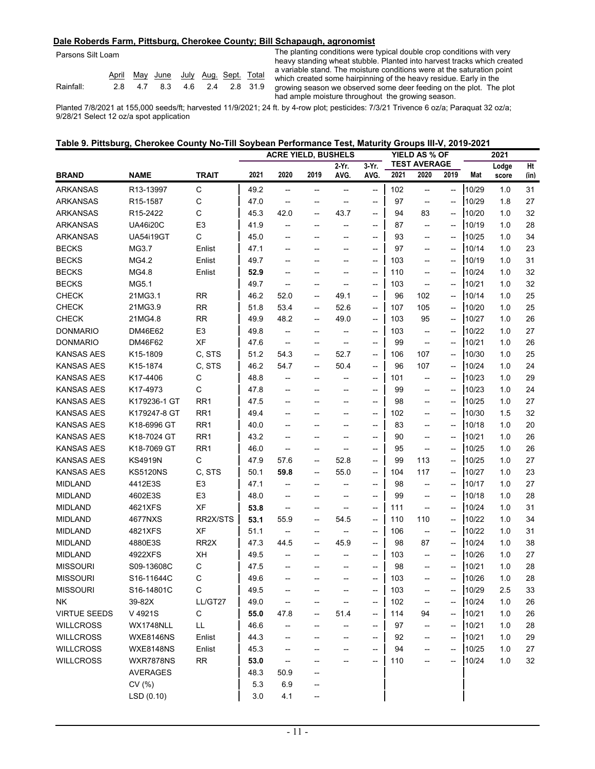**Dale Roberds Farm, Pittsburg, Cherokee County; Bill Schapaugh, agronomist**

Parsons Silt Loam

| | April | May | June | July | Aug. | Sept. | Total |
|---|---|---|---|---|---|---|---|
| Rainfall: | 2.8 | 4.7 | 8.3 | 4.6 | 2.4 | 2.8 | 31.9 |

The planting conditions were typical double crop conditions with very heavy standing wheat stubble. Planted into harvest tracks which created a variable stand. The moisture conditions were at the saturation point which created some hairpinning of the heavy residue. Early in the growing season we observed some deer feeding on the plot. The plot had ample moisture throughout the growing season.

Planted 7/8/2021 at 155,000 seeds/ft; harvested 11/9/2021; 24 ft. by 4-row plot; pesticides: 7/3/21 Trivence 6 oz/a; Paraquat 32 oz/a; 9/28/21 Select 12 oz/a spot application

**Table 9. Pittsburg, Cherokee County No-Till Soybean Performance Test, Maturity Groups III-V, 2019-2021**

| | | | ACRE YIELD, BUSHELS | | | | | YIELD AS % OF TEST AVERAGE | | | 2021 | | |
|---|---|---|---|---|---|---|---|---|---|---|---|---|---|
| BRAND | NAME | TRAIT | 2021 | 2020 | 2019 | 2-Yr. AVG. | 3-Yr. AVG. | 2021 | 2020 | 2019 | Mat | Lodge score | Ht (in) |
| ARKANSAS | R13-13997 | C | 49.2 | -- | -- | -- | -- | 102 | -- | -- | 10/29 | 1.0 | 31 |
| ARKANSAS | R15-1587 | C | 47.0 | -- | -- | -- | -- | 97 | -- | -- | 10/29 | 1.8 | 27 |
| ARKANSAS | R15-2422 | C | 45.3 | 42.0 | -- | 43.7 | -- | 94 | 83 | -- | 10/20 | 1.0 | 32 |
| ARKANSAS | UA46i20C | E3 | 41.9 | -- | -- | -- | -- | 87 | -- | -- | 10/19 | 1.0 | 28 |
| ARKANSAS | UA54i19GT | C | 45.0 | -- | -- | -- | -- | 93 | -- | -- | 10/25 | 1.0 | 34 |
| BECKS | MG3.7 | Enlist | 47.1 | -- | -- | -- | -- | 97 | -- | -- | 10/14 | 1.0 | 23 |
| BECKS | MG4.2 | Enlist | 49.7 | -- | -- | -- | -- | 103 | -- | -- | 10/19 | 1.0 | 31 |
| BECKS | MG4.8 | Enlist | **52.9** | -- | -- | -- | -- | 110 | -- | -- | 10/24 | 1.0 | 32 |
| BECKS | MG5.1 | | 49.7 | -- | -- | -- | -- | 103 | -- | -- | 10/21 | 1.0 | 32 |
| CHECK | 21MG3.1 | RR | 46.2 | 52.0 | -- | 49.1 | -- | 96 | 102 | -- | 10/14 | 1.0 | 25 |
| CHECK | 21MG3.9 | RR | 51.8 | 53.4 | -- | 52.6 | -- | 107 | 105 | -- | 10/20 | 1.0 | 25 |
| CHECK | 21MG4.8 | RR | 49.9 | 48.2 | -- | 49.0 | -- | 103 | 95 | -- | 10/27 | 1.0 | 26 |
| DONMARIO | DM46E62 | E3 | 49.8 | -- | -- | -- | -- | 103 | -- | -- | 10/22 | 1.0 | 27 |
| DONMARIO | DM46F62 | XF | 47.6 | -- | -- | -- | -- | 99 | -- | -- | 10/21 | 1.0 | 26 |
| KANSAS AES | K15-1809 | C, STS | 51.2 | 54.3 | -- | 52.7 | -- | 106 | 107 | -- | 10/30 | 1.0 | 25 |
| KANSAS AES | K15-1874 | C, STS | 46.2 | 54.7 | -- | 50.4 | -- | 96 | 107 | -- | 10/24 | 1.0 | 24 |
| KANSAS AES | K17-4406 | C | 48.8 | -- | -- | -- | -- | 101 | -- | -- | 10/23 | 1.0 | 29 |
| KANSAS AES | K17-4973 | C | 47.8 | -- | -- | -- | -- | 99 | -- | -- | 10/23 | 1.0 | 24 |
| KANSAS AES | K179236-1 GT | RR1 | 47.5 | -- | -- | -- | -- | 98 | -- | -- | 10/25 | 1.0 | 27 |
| KANSAS AES | K179247-8 GT | RR1 | 49.4 | -- | -- | -- | -- | 102 | -- | -- | 10/30 | 1.5 | 32 |
| KANSAS AES | K18-6996 GT | RR1 | 40.0 | -- | -- | -- | -- | 83 | -- | -- | 10/18 | 1.0 | 20 |
| KANSAS AES | K18-7024 GT | RR1 | 43.2 | -- | -- | -- | -- | 90 | -- | -- | 10/21 | 1.0 | 26 |
| KANSAS AES | K18-7069 GT | RR1 | 46.0 | -- | -- | -- | -- | 95 | -- | -- | 10/25 | 1.0 | 26 |
| KANSAS AES | KS4919N | C | 47.9 | 57.6 | -- | 52.8 | -- | 99 | 113 | -- | 10/25 | 1.0 | 27 |
| KANSAS AES | KS5120NS | C, STS | 50.1 | **59.8** | -- | 55.0 | -- | 104 | 117 | -- | 10/27 | 1.0 | 23 |
| MIDLAND | 4412E3S | E3 | 47.1 | -- | -- | -- | -- | 98 | -- | -- | 10/17 | 1.0 | 27 |
| MIDLAND | 4602E3S | E3 | 48.0 | -- | -- | -- | -- | 99 | -- | -- | 10/18 | 1.0 | 28 |
| MIDLAND | 4621XFS | XF | **53.8** | -- | -- | -- | -- | 111 | -- | -- | 10/24 | 1.0 | 31 |
| MIDLAND | 4677NXS | RR2X/STS | **53.1** | 55.9 | -- | 54.5 | -- | 110 | 110 | -- | 10/22 | 1.0 | 34 |
| MIDLAND | 4821XFS | XF | 51.1 | -- | -- | -- | -- | 106 | -- | -- | 10/22 | 1.0 | 31 |
| MIDLAND | 4880E3S | RR2X | 47.3 | 44.5 | -- | 45.9 | -- | 98 | 87 | -- | 10/24 | 1.0 | 38 |
| MIDLAND | 4922XFS | XH | 49.5 | -- | -- | -- | -- | 103 | -- | -- | 10/26 | 1.0 | 27 |
| MISSOURI | S09-13608C | C | 47.5 | -- | -- | -- | -- | 98 | -- | -- | 10/21 | 1.0 | 28 |
| MISSOURI | S16-11644C | C | 49.6 | -- | -- | -- | -- | 103 | -- | -- | 10/26 | 1.0 | 28 |
| MISSOURI | S16-14801C | C | 49.5 | -- | -- | -- | -- | 103 | -- | -- | 10/29 | 2.5 | 33 |
| NK | 39-82X | LL/GT27 | 49.0 | -- | -- | -- | -- | 102 | -- | -- | 10/24 | 1.0 | 26 |
| VIRTUE SEEDS | V 4921S | C | **55.0** | 47.8 | -- | 51.4 | -- | 114 | 94 | -- | 10/21 | 1.0 | 26 |
| WILLCROSS | WX1748NLL | LL | 46.6 | -- | -- | -- | -- | 97 | -- | -- | 10/21 | 1.0 | 28 |
| WILLCROSS | WXE8146NS | Enlist | 44.3 | -- | -- | -- | -- | 92 | -- | -- | 10/21 | 1.0 | 29 |
| WILLCROSS | WXE8148NS | Enlist | 45.3 | -- | -- | -- | -- | 94 | -- | -- | 10/25 | 1.0 | 27 |
| WILLCROSS | WXR7878NS | RR | **53.0** | -- | -- | -- | -- | 110 | -- | -- | 10/24 | 1.0 | 32 |
| | AVERAGES | | 48.3 | 50.9 | -- | | | | | | | | |
| | CV (%) | | 5.3 | 6.9 | -- | | | | | | | | |
| | LSD (0.10) | | 3.0 | 4.1 | -- | | | | | | | | |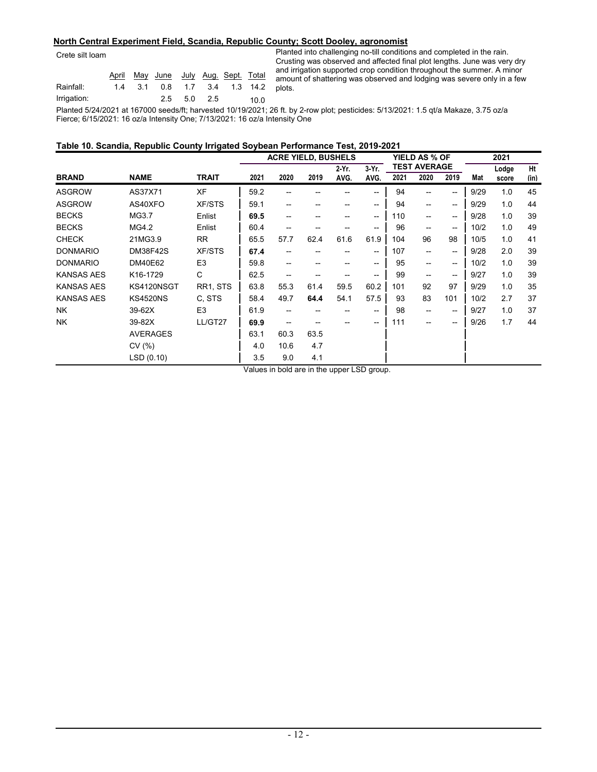## North Central Experiment Field, Scandia, Republic County; Scott Dooley, agronomist

Crete silt loam

| | April | May | June | July | Aug. | Sept. | Total |
|---|---|---|---|---|---|---|---|
| Rainfall: | 1.4 | 3.1 | 0.8 | 1.7 | 3.4 | 1.3 | 14.2 |
| Irrigation: | | | 2.5 | 5.0 | 2.5 | | 10.0 |

Planted into challenging no-till conditions and completed in the rain. Crusting was observed and affected final plot lengths. June was very dry and irrigation supported crop condition throughout the summer. A minor amount of shattering was observed and lodging was severe only in a few plots.

Planted 5/24/2021 at 167000 seeds/ft; harvested 10/19/2021; 26 ft. by 2-row plot; pesticides: 5/13/2021: 1.5 qt/a Makaze, 3.75 oz/a Fierce; 6/15/2021: 16 oz/a Intensity One; 7/13/2021: 16 oz/a Intensity One

**Table 10. Scandia, Republic County Irrigated Soybean Performance Test, 2019-2021**

| | | | ACRE YIELD, BUSHELS | | | | | YIELD AS % OF TEST AVERAGE | | | 2021 | | |
|---|---|---|---|---|---|---|---|---|---|---|---|---|---|
| BRAND | NAME | TRAIT | 2021 | 2020 | 2019 | 2-Yr. AVG. | 3-Yr. AVG. | 2021 | 2020 | 2019 | Mat | Lodge score | Ht (in) |
| ASGROW | AS37X71 | XF | 59.2 | -- | -- | -- | -- | 94 | -- | -- | 9/29 | 1.0 | 45 |
| ASGROW | AS40XFO | XF/STS | 59.1 | -- | -- | -- | -- | 94 | -- | -- | 9/29 | 1.0 | 44 |
| BECKS | MG3.7 | Enlist | **69.5** | -- | -- | -- | -- | 110 | -- | -- | 9/28 | 1.0 | 39 |
| BECKS | MG4.2 | Enlist | 60.4 | -- | -- | -- | -- | 96 | -- | -- | 10/2 | 1.0 | 49 |
| CHECK | 21MG3.9 | RR | 65.5 | 57.7 | 62.4 | 61.6 | 61.9 | 104 | 96 | 98 | 10/5 | 1.0 | 41 |
| DONMARIO | DM38F42S | XF/STS | **67.4** | -- | -- | -- | -- | 107 | -- | -- | 9/28 | 2.0 | 39 |
| DONMARIO | DM40E62 | E3 | 59.8 | -- | -- | -- | -- | 95 | -- | -- | 10/2 | 1.0 | 39 |
| KANSAS AES | K16-1729 | C | 62.5 | -- | -- | -- | -- | 99 | -- | -- | 9/27 | 1.0 | 39 |
| KANSAS AES | KS4120NSGT | RR1, STS | 63.8 | 55.3 | 61.4 | 59.5 | 60.2 | 101 | 92 | 97 | 9/29 | 1.0 | 35 |
| KANSAS AES | KS4520NS | C, STS | 58.4 | 49.7 | **64.4** | 54.1 | 57.5 | 93 | 83 | 101 | 10/2 | 2.7 | 37 |
| NK | 39-62X | E3 | 61.9 | -- | -- | -- | -- | 98 | -- | -- | 9/27 | 1.0 | 37 |
| NK | 39-82X | LL/GT27 | **69.9** | -- | -- | -- | -- | 111 | -- | -- | 9/26 | 1.7 | 44 |
| | AVERAGES | | 63.1 | 60.3 | 63.5 | | | | | | | | |
| | CV (%) | | 4.0 | 10.6 | 4.7 | | | | | | | | |
| | LSD (0.10) | | 3.5 | 9.0 | 4.1 | | | | | | | | |

Values in bold are in the upper LSD group.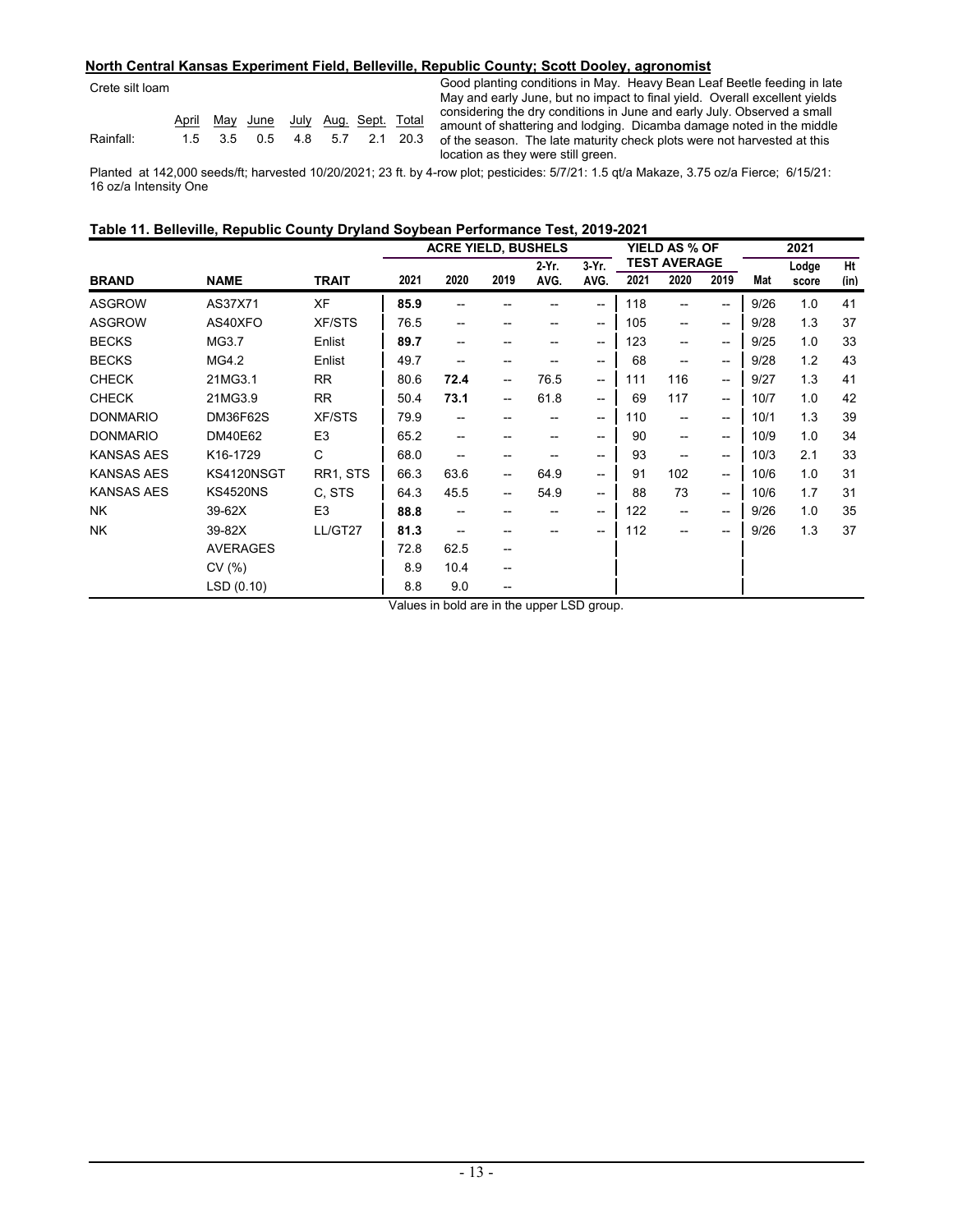**North Central Kansas Experiment Field, Belleville, Republic County; Scott Dooley, agronomist**

Crete silt loam

| | April | May | June | July | Aug. | Sept. | Total |
|---|---|---|---|---|---|---|---|
| Rainfall: | 1.5 | 3.5 | 0.5 | 4.8 | 5.7 | 2.1 | 20.3 |

Good planting conditions in May. Heavy Bean Leaf Beetle feeding in late May and early June, but no impact to final yield. Overall excellent yields considering the dry conditions in June and early July. Observed a small amount of shattering and lodging. Dicamba damage noted in the middle of the season. The late maturity check plots were not harvested at this location as they were still green.

Planted at 142,000 seeds/ft; harvested 10/20/2021; 23 ft. by 4-row plot; pesticides: 5/7/21: 1.5 qt/a Makaze, 3.75 oz/a Fierce; 6/15/21: 16 oz/a Intensity One

**Table 11. Belleville, Republic County Dryland Soybean Performance Test, 2019-2021**

| | | | ACRE YIELD, BUSHELS | | | | | YIELD AS % OF TEST AVERAGE | | | 2021 | | |
|---|---|---|---|---|---|---|---|---|---|---|---|---|---|
| **BRAND** | **NAME** | **TRAIT** | **2021** | **2020** | **2019** | **2-Yr. AVG.** | **3-Yr. AVG.** | **2021** | **2020** | **2019** | **Mat** | **Lodge score** | **Ht (in)** |
| ASGROW | AS37X71 | XF | **85.9** | -- | -- | -- | -- | 118 | -- | -- | 9/26 | 1.0 | 41 |
| ASGROW | AS40XFO | XF/STS | 76.5 | -- | -- | -- | -- | 105 | -- | -- | 9/28 | 1.3 | 37 |
| BECKS | MG3.7 | Enlist | **89.7** | -- | -- | -- | -- | 123 | -- | -- | 9/25 | 1.0 | 33 |
| BECKS | MG4.2 | Enlist | 49.7 | -- | -- | -- | -- | 68 | -- | -- | 9/28 | 1.2 | 43 |
| CHECK | 21MG3.1 | RR | 80.6 | **72.4** | -- | 76.5 | -- | 111 | 116 | -- | 9/27 | 1.3 | 41 |
| CHECK | 21MG3.9 | RR | 50.4 | **73.1** | -- | 61.8 | -- | 69 | 117 | -- | 10/7 | 1.0 | 42 |
| DONMARIO | DM36F62S | XF/STS | 79.9 | -- | -- | -- | -- | 110 | -- | -- | 10/1 | 1.3 | 39 |
| DONMARIO | DM40E62 | E3 | 65.2 | -- | -- | -- | -- | 90 | -- | -- | 10/9 | 1.0 | 34 |
| KANSAS AES | K16-1729 | C | 68.0 | -- | -- | -- | -- | 93 | -- | -- | 10/3 | 2.1 | 33 |
| KANSAS AES | KS4120NSGT | RR1, STS | 66.3 | 63.6 | -- | 64.9 | -- | 91 | 102 | -- | 10/6 | 1.0 | 31 |
| KANSAS AES | KS4520NS | C, STS | 64.3 | 45.5 | -- | 54.9 | -- | 88 | 73 | -- | 10/6 | 1.7 | 31 |
| NK | 39-62X | E3 | **88.8** | -- | -- | -- | -- | 122 | -- | -- | 9/26 | 1.0 | 35 |
| NK | 39-82X | LL/GT27 | **81.3** | -- | -- | -- | -- | 112 | -- | -- | 9/26 | 1.3 | 37 |
| | AVERAGES | | 72.8 | 62.5 | -- | | | | | | | | |
| | CV (%) | | 8.9 | 10.4 | -- | | | | | | | | |
| | LSD (0.10) | | 8.8 | 9.0 | -- | | | | | | | | |

Values in bold are in the upper LSD group.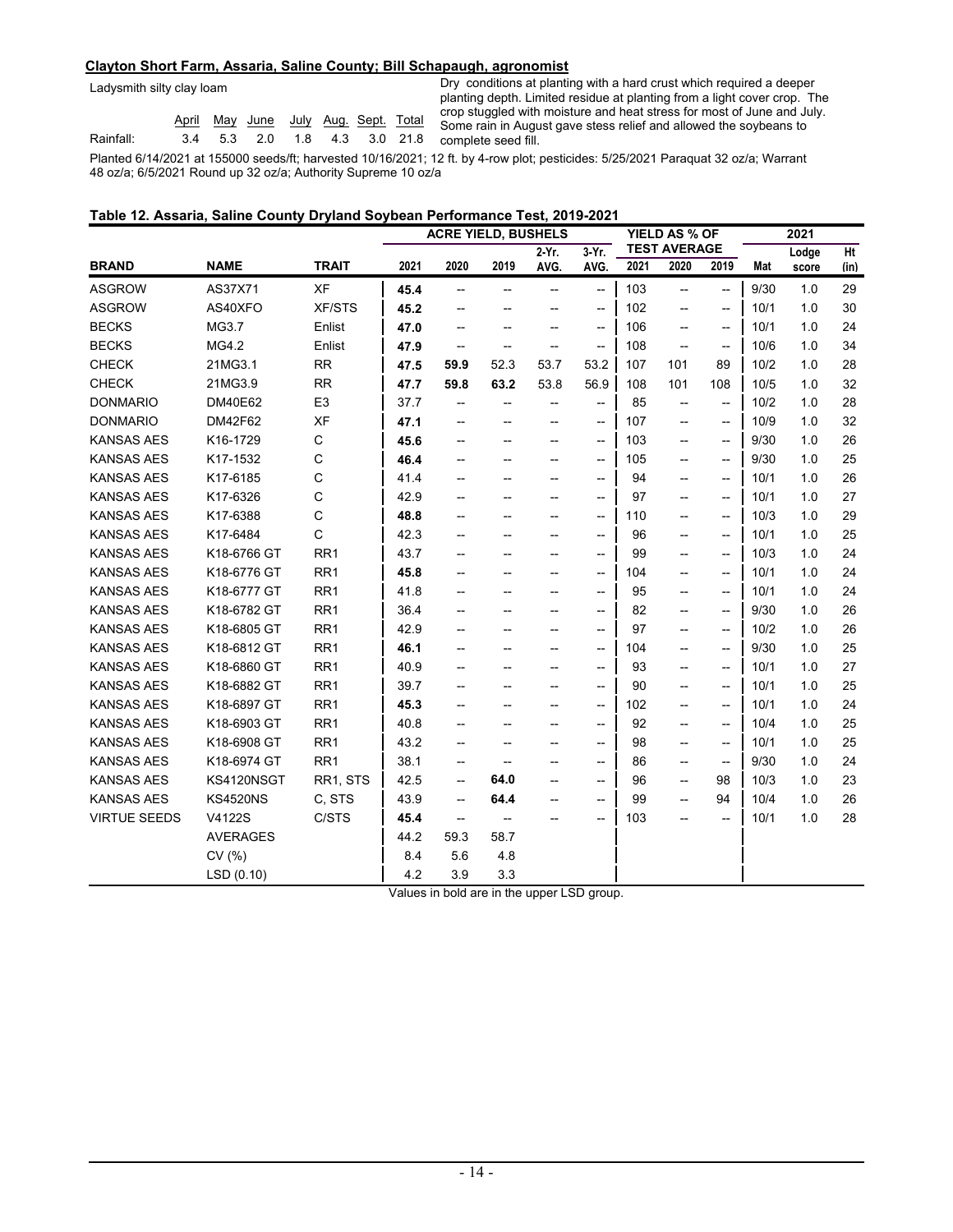**Clayton Short Farm, Assaria, Saline County; Bill Schapaugh, agronomist**

Ladysmith silty clay loam

| | April | May | June | July | Aug. | Sept. | Total |
|---|---|---|---|---|---|---|---|
| Rainfall: | 3.4 | 5.3 | 2.0 | 1.8 | 4.3 | 3.0 | 21.8 |

Dry conditions at planting with a hard crust which required a deeper planting depth. Limited residue at planting from a light cover crop. The crop stuggled with moisture and heat stress for most of June and July. Some rain in August gave stess relief and allowed the soybeans to complete seed fill.

Planted 6/14/2021 at 155000 seeds/ft; harvested 10/16/2021; 12 ft. by 4-row plot; pesticides: 5/25/2021 Paraquat 32 oz/a; Warrant 48 oz/a; 6/5/2021 Round up 32 oz/a; Authority Supreme 10 oz/a

**Table 12. Assaria, Saline County Dryland Soybean Performance Test, 2019-2021**

| | | | ACRE YIELD, BUSHELS | | | | | YIELD AS % OF TEST AVERAGE | | | 2021 | | |
|---|---|---|---|---|---|---|---|---|---|---|---|---|---|
| **BRAND** | **NAME** | **TRAIT** | **2021** | **2020** | **2019** | **2-Yr. AVG.** | **3-Yr. AVG.** | **2021** | **2020** | **2019** | **Mat** | **Lodge score** | **Ht (in)** |
| ASGROW | AS37X71 | XF | **45.4** | -- | -- | -- | -- | 103 | -- | -- | 9/30 | 1.0 | 29 |
| ASGROW | AS40XFO | XF/STS | **45.2** | -- | -- | -- | -- | 102 | -- | -- | 10/1 | 1.0 | 30 |
| BECKS | MG3.7 | Enlist | **47.0** | -- | -- | -- | -- | 106 | -- | -- | 10/1 | 1.0 | 24 |
| BECKS | MG4.2 | Enlist | **47.9** | -- | -- | -- | -- | 108 | -- | -- | 10/6 | 1.0 | 34 |
| CHECK | 21MG3.1 | RR | **47.5** | **59.9** | 52.3 | 53.7 | 53.2 | 107 | 101 | 89 | 10/2 | 1.0 | 28 |
| CHECK | 21MG3.9 | RR | **47.7** | **59.8** | **63.2** | 53.8 | 56.9 | 108 | 101 | 108 | 10/5 | 1.0 | 32 |
| DONMARIO | DM40E62 | E3 | 37.7 | -- | -- | -- | -- | 85 | -- | -- | 10/2 | 1.0 | 28 |
| DONMARIO | DM42F62 | XF | **47.1** | -- | -- | -- | -- | 107 | -- | -- | 10/9 | 1.0 | 32 |
| KANSAS AES | K16-1729 | C | **45.6** | -- | -- | -- | -- | 103 | -- | -- | 9/30 | 1.0 | 26 |
| KANSAS AES | K17-1532 | C | **46.4** | -- | -- | -- | -- | 105 | -- | -- | 9/30 | 1.0 | 25 |
| KANSAS AES | K17-6185 | C | 41.4 | -- | -- | -- | -- | 94 | -- | -- | 10/1 | 1.0 | 26 |
| KANSAS AES | K17-6326 | C | 42.9 | -- | -- | -- | -- | 97 | -- | -- | 10/1 | 1.0 | 27 |
| KANSAS AES | K17-6388 | C | **48.8** | -- | -- | -- | -- | 110 | -- | -- | 10/3 | 1.0 | 29 |
| KANSAS AES | K17-6484 | C | 42.3 | -- | -- | -- | -- | 96 | -- | -- | 10/1 | 1.0 | 25 |
| KANSAS AES | K18-6766 GT | RR1 | 43.7 | -- | -- | -- | -- | 99 | -- | -- | 10/3 | 1.0 | 24 |
| KANSAS AES | K18-6776 GT | RR1 | **45.8** | -- | -- | -- | -- | 104 | -- | -- | 10/1 | 1.0 | 24 |
| KANSAS AES | K18-6777 GT | RR1 | 41.8 | -- | -- | -- | -- | 95 | -- | -- | 10/1 | 1.0 | 24 |
| KANSAS AES | K18-6782 GT | RR1 | 36.4 | -- | -- | -- | -- | 82 | -- | -- | 9/30 | 1.0 | 26 |
| KANSAS AES | K18-6805 GT | RR1 | 42.9 | -- | -- | -- | -- | 97 | -- | -- | 10/2 | 1.0 | 26 |
| KANSAS AES | K18-6812 GT | RR1 | **46.1** | -- | -- | -- | -- | 104 | -- | -- | 9/30 | 1.0 | 25 |
| KANSAS AES | K18-6860 GT | RR1 | 40.9 | -- | -- | -- | -- | 93 | -- | -- | 10/1 | 1.0 | 27 |
| KANSAS AES | K18-6882 GT | RR1 | 39.7 | -- | -- | -- | -- | 90 | -- | -- | 10/1 | 1.0 | 25 |
| KANSAS AES | K18-6897 GT | RR1 | **45.3** | -- | -- | -- | -- | 102 | -- | -- | 10/1 | 1.0 | 24 |
| KANSAS AES | K18-6903 GT | RR1 | 40.8 | -- | -- | -- | -- | 92 | -- | -- | 10/4 | 1.0 | 25 |
| KANSAS AES | K18-6908 GT | RR1 | 43.2 | -- | -- | -- | -- | 98 | -- | -- | 10/1 | 1.0 | 25 |
| KANSAS AES | K18-6974 GT | RR1 | 38.1 | -- | -- | -- | -- | 86 | -- | -- | 9/30 | 1.0 | 24 |
| KANSAS AES | KS4120NSGT | RR1, STS | 42.5 | -- | **64.0** | -- | -- | 96 | -- | 98 | 10/3 | 1.0 | 23 |
| KANSAS AES | KS4520NS | C, STS | 43.9 | -- | **64.4** | -- | -- | 99 | -- | 94 | 10/4 | 1.0 | 26 |
| VIRTUE SEEDS | V4122S | C/STS | **45.4** | -- | -- | -- | -- | 103 | -- | -- | 10/1 | 1.0 | 28 |
| | AVERAGES | | 44.2 | 59.3 | 58.7 | | | | | | | | |
| | CV (%) | | 8.4 | 5.6 | 4.8 | | | | | | | | |
| | LSD (0.10) | | 4.2 | 3.9 | 3.3 | | | | | | | | |

Values in bold are in the upper LSD group.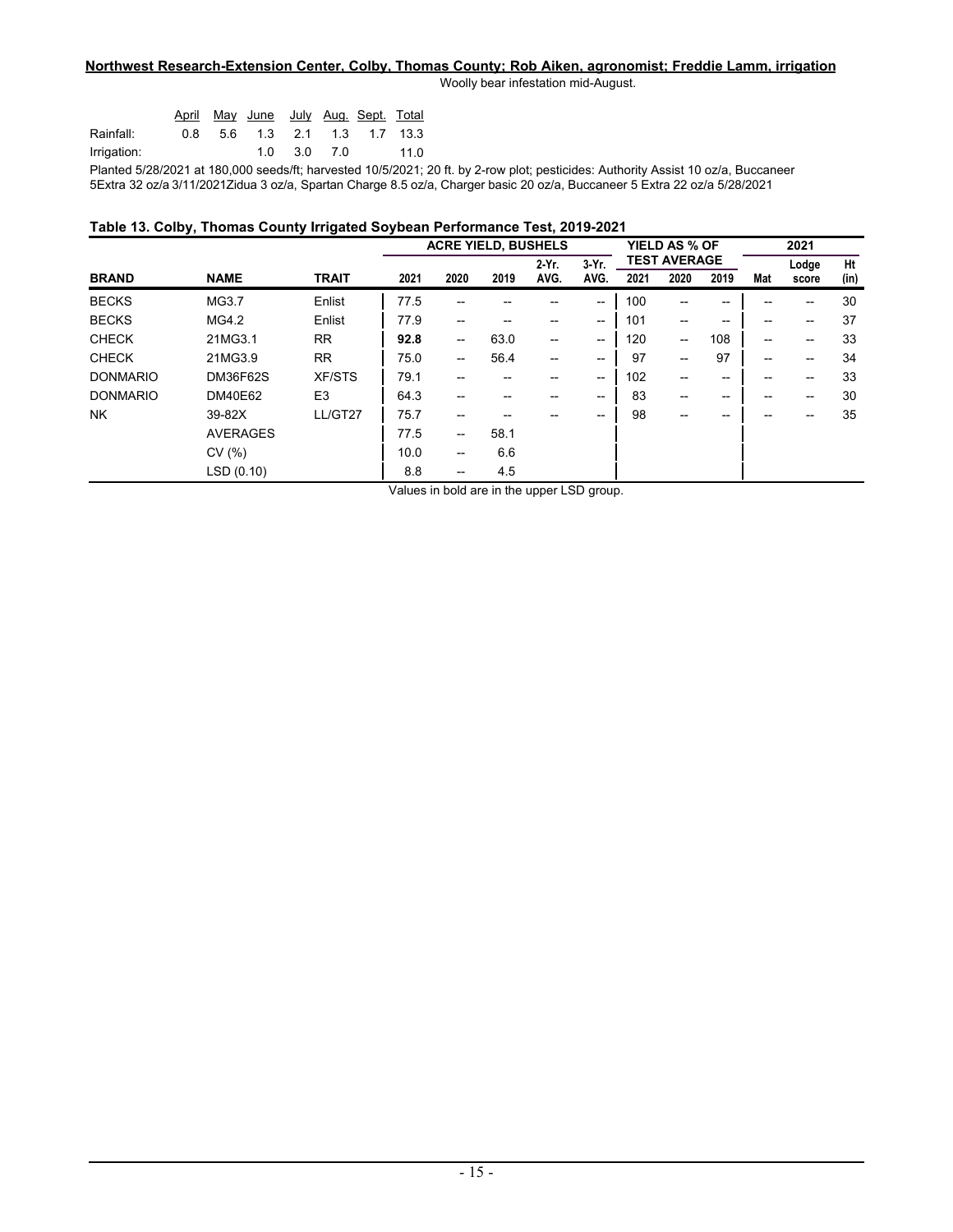**Northwest Research-Extension Center, Colby, Thomas County; Rob Aiken, agronomist; Freddie Lamm, irrigation**

Woolly bear infestation mid-August.

| | April | May | June | July | Aug. | Sept. | Total |
|---|---|---|---|---|---|---|---|
| Rainfall: | 0.8 | 5.6 | 1.3 | 2.1 | 1.3 | 1.7 | 13.3 |
| Irrigation: | | | 1.0 | 3.0 | 7.0 | | 11.0 |

Planted 5/28/2021 at 180,000 seeds/ft; harvested 10/5/2021; 20 ft. by 2-row plot; pesticides: Authority Assist 10 oz/a, Buccaneer 5Extra 32 oz/a 3/11/2021Zidua 3 oz/a, Spartan Charge 8.5 oz/a, Charger basic 20 oz/a, Buccaneer 5 Extra 22 oz/a 5/28/2021

**Table 13. Colby, Thomas County Irrigated Soybean Performance Test, 2019-2021**

| | | | ACRE YIELD, BUSHELS | | | | | YIELD AS % OF TEST AVERAGE | | | 2021 | | |
|---|---|---|---|---|---|---|---|---|---|---|---|---|---|
| **BRAND** | **NAME** | **TRAIT** | **2021** | **2020** | **2019** | **2-Yr. AVG.** | **3-Yr. AVG.** | **2021** | **2020** | **2019** | **Mat** | **Lodge score** | **Ht (in)** |
| BECKS | MG3.7 | Enlist | 77.5 | -- | -- | -- | -- | 100 | -- | -- | -- | -- | 30 |
| BECKS | MG4.2 | Enlist | 77.9 | -- | -- | -- | -- | 101 | -- | -- | -- | -- | 37 |
| CHECK | 21MG3.1 | RR | **92.8** | -- | 63.0 | -- | -- | 120 | -- | 108 | -- | -- | 33 |
| CHECK | 21MG3.9 | RR | 75.0 | -- | 56.4 | -- | -- | 97 | -- | 97 | -- | -- | 34 |
| DONMARIO | DM36F62S | XF/STS | 79.1 | -- | -- | -- | -- | 102 | -- | -- | -- | -- | 33 |
| DONMARIO | DM40E62 | E3 | 64.3 | -- | -- | -- | -- | 83 | -- | -- | -- | -- | 30 |
| NK | 39-82X | LL/GT27 | 75.7 | -- | -- | -- | -- | 98 | -- | -- | -- | -- | 35 |
| | AVERAGES | | 77.5 | -- | 58.1 | | | | | | | | |
| | CV (%) | | 10.0 | -- | 6.6 | | | | | | | | |
| | LSD (0.10) | | 8.8 | -- | 4.5 | | | | | | | | |

Values in bold are in the upper LSD group.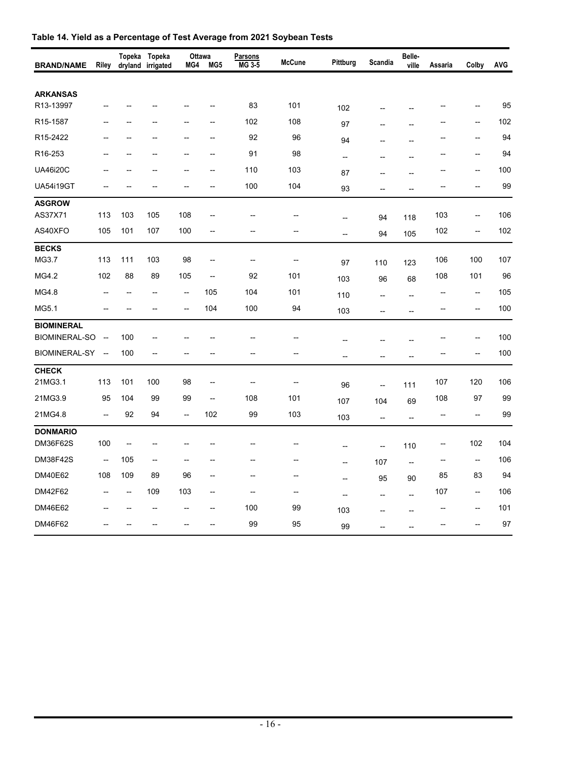**Table 14. Yield as a Percentage of Test Average from 2021 Soybean Tests**

| BRAND/NAME | Riley | Topeka dryland | Topeka irrigated | Ottawa MG4 | Ottawa MG5 | Parsons MG 3-5 | McCune | Pittburg | Scandia | Belle-ville | Assaria | Colby | AVG |
|---|---|---|---|---|---|---|---|---|---|---|---|---|---|
| **ARKANSAS** | | | | | | | | | | | | | |
| R13-13997 | -- | -- | -- | -- | -- | 83 | 101 | 102 | -- | -- | -- | -- | 95 |
| R15-1587 | -- | -- | -- | -- | -- | 102 | 108 | 97 | -- | -- | -- | -- | 102 |
| R15-2422 | -- | -- | -- | -- | -- | 92 | 96 | 94 | -- | -- | -- | -- | 94 |
| R16-253 | -- | -- | -- | -- | -- | 91 | 98 | -- | -- | -- | -- | -- | 94 |
| UA46i20C | -- | -- | -- | -- | -- | 110 | 103 | 87 | -- | -- | -- | -- | 100 |
| UA54i19GT | -- | -- | -- | -- | -- | 100 | 104 | 93 | -- | -- | -- | -- | 99 |
| **ASGROW** | | | | | | | | | | | | | |
| AS37X71 | 113 | 103 | 105 | 108 | -- | -- | -- | -- | 94 | 118 | 103 | -- | 106 |
| AS40XFO | 105 | 101 | 107 | 100 | -- | -- | -- | -- | 94 | 105 | 102 | -- | 102 |
| **BECKS** | | | | | | | | | | | | | |
| MG3.7 | 113 | 111 | 103 | 98 | -- | -- | -- | 97 | 110 | 123 | 106 | 100 | 107 |
| MG4.2 | 102 | 88 | 89 | 105 | -- | 92 | 101 | 103 | 96 | 68 | 108 | 101 | 96 |
| MG4.8 | -- | -- | -- | -- | 105 | 104 | 101 | 110 | -- | -- | -- | -- | 105 |
| MG5.1 | -- | -- | -- | -- | 104 | 100 | 94 | 103 | -- | -- | -- | -- | 100 |
| **BIOMINERAL** | | | | | | | | | | | | | |
| BIOMINERAL-SO | -- | 100 | -- | -- | -- | -- | -- | -- | -- | -- | -- | -- | 100 |
| BIOMINERAL-SY | -- | 100 | -- | -- | -- | -- | -- | -- | -- | -- | -- | -- | 100 |
| **CHECK** | | | | | | | | | | | | | |
| 21MG3.1 | 113 | 101 | 100 | 98 | -- | -- | -- | 96 | -- | 111 | 107 | 120 | 106 |
| 21MG3.9 | 95 | 104 | 99 | 99 | -- | 108 | 101 | 107 | 104 | 69 | 108 | 97 | 99 |
| 21MG4.8 | -- | 92 | 94 | -- | 102 | 99 | 103 | 103 | -- | -- | -- | -- | 99 |
| **DONMARIO** | | | | | | | | | | | | | |
| DM36F62S | 100 | -- | -- | -- | -- | -- | -- | -- | -- | 110 | -- | 102 | 104 |
| DM38F42S | -- | 105 | -- | -- | -- | -- | -- | -- | 107 | -- | -- | -- | 106 |
| DM40E62 | 108 | 109 | 89 | 96 | -- | -- | -- | -- | 95 | 90 | 85 | 83 | 94 |
| DM42F62 | -- | -- | 109 | 103 | -- | -- | -- | -- | -- | -- | 107 | -- | 106 |
| DM46E62 | -- | -- | -- | -- | -- | 100 | 99 | 103 | -- | -- | -- | -- | 101 |
| DM46F62 | -- | -- | -- | -- | -- | 99 | 95 | 99 | -- | -- | -- | -- | 97 |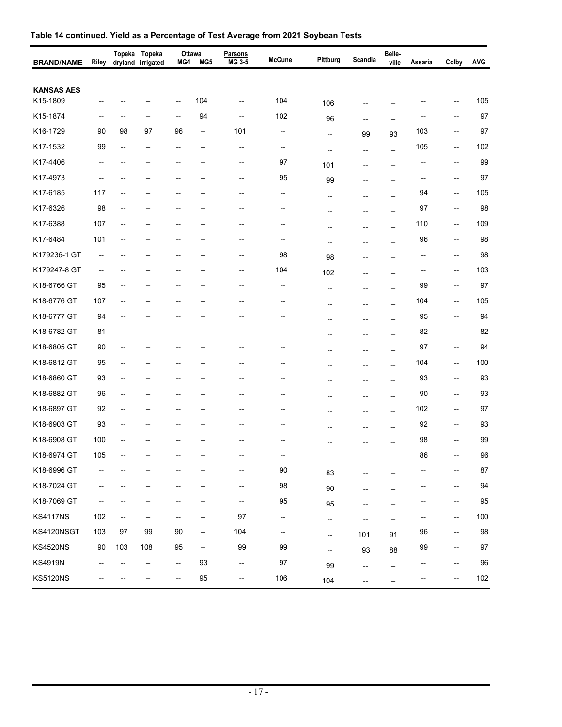**Table 14 continued. Yield as a Percentage of Test Average from 2021 Soybean Tests**

| BRAND/NAME | Riley | Topeka dryland | Topeka irrigated | Ottawa MG4 | Ottawa MG5 | Parsons MG 3-5 | McCune | Pittburg | Scandia | Belle-ville | Assaria | Colby | AVG |
|---|---|---|---|---|---|---|---|---|---|---|---|---|---|
| **KANSAS AES** | | | | | | | | | | | | | |
| K15-1809 | -- | -- | -- | -- | 104 | -- | 104 | 106 | -- | -- | -- | -- | 105 |
| K15-1874 | -- | -- | -- | -- | 94 | -- | 102 | 96 | -- | -- | -- | -- | 97 |
| K16-1729 | 90 | 98 | 97 | 96 | -- | 101 | -- | -- | 99 | 93 | 103 | -- | 97 |
| K17-1532 | 99 | -- | -- | -- | -- | -- | -- | -- | -- | -- | 105 | -- | 102 |
| K17-4406 | -- | -- | -- | -- | -- | -- | 97 | 101 | -- | -- | -- | -- | 99 |
| K17-4973 | -- | -- | -- | -- | -- | -- | 95 | 99 | -- | -- | -- | -- | 97 |
| K17-6185 | 117 | -- | -- | -- | -- | -- | -- | -- | -- | -- | 94 | -- | 105 |
| K17-6326 | 98 | -- | -- | -- | -- | -- | -- | -- | -- | -- | 97 | -- | 98 |
| K17-6388 | 107 | -- | -- | -- | -- | -- | -- | -- | -- | -- | 110 | -- | 109 |
| K17-6484 | 101 | -- | -- | -- | -- | -- | -- | -- | -- | -- | 96 | -- | 98 |
| K179236-1 GT | -- | -- | -- | -- | -- | -- | 98 | 98 | -- | -- | -- | -- | 98 |
| K179247-8 GT | -- | -- | -- | -- | -- | -- | 104 | 102 | -- | -- | -- | -- | 103 |
| K18-6766 GT | 95 | -- | -- | -- | -- | -- | -- | -- | -- | -- | 99 | -- | 97 |
| K18-6776 GT | 107 | -- | -- | -- | -- | -- | -- | -- | -- | -- | 104 | -- | 105 |
| K18-6777 GT | 94 | -- | -- | -- | -- | -- | -- | -- | -- | -- | 95 | -- | 94 |
| K18-6782 GT | 81 | -- | -- | -- | -- | -- | -- | -- | -- | -- | 82 | -- | 82 |
| K18-6805 GT | 90 | -- | -- | -- | -- | -- | -- | -- | -- | -- | 97 | -- | 94 |
| K18-6812 GT | 95 | -- | -- | -- | -- | -- | -- | -- | -- | -- | 104 | -- | 100 |
| K18-6860 GT | 93 | -- | -- | -- | -- | -- | -- | -- | -- | -- | 93 | -- | 93 |
| K18-6882 GT | 96 | -- | -- | -- | -- | -- | -- | -- | -- | -- | 90 | -- | 93 |
| K18-6897 GT | 92 | -- | -- | -- | -- | -- | -- | -- | -- | -- | 102 | -- | 97 |
| K18-6903 GT | 93 | -- | -- | -- | -- | -- | -- | -- | -- | -- | 92 | -- | 93 |
| K18-6908 GT | 100 | -- | -- | -- | -- | -- | -- | -- | -- | -- | 98 | -- | 99 |
| K18-6974 GT | 105 | -- | -- | -- | -- | -- | -- | -- | -- | -- | 86 | -- | 96 |
| K18-6996 GT | -- | -- | -- | -- | -- | -- | 90 | 83 | -- | -- | -- | -- | 87 |
| K18-7024 GT | -- | -- | -- | -- | -- | -- | 98 | 90 | -- | -- | -- | -- | 94 |
| K18-7069 GT | -- | -- | -- | -- | -- | -- | 95 | 95 | -- | -- | -- | -- | 95 |
| KS4117NS | 102 | -- | -- | -- | -- | 97 | -- | -- | -- | -- | -- | -- | 100 |
| KS4120NSGT | 103 | 97 | 99 | 90 | -- | 104 | -- | -- | 101 | 91 | 96 | -- | 98 |
| KS4520NS | 90 | 103 | 108 | 95 | -- | 99 | 99 | -- | 93 | 88 | 99 | -- | 97 |
| KS4919N | -- | -- | -- | -- | 93 | -- | 97 | 99 | -- | -- | -- | -- | 96 |
| KS5120NS | -- | -- | -- | -- | 95 | -- | 106 | 104 | -- | -- | -- | -- | 102 |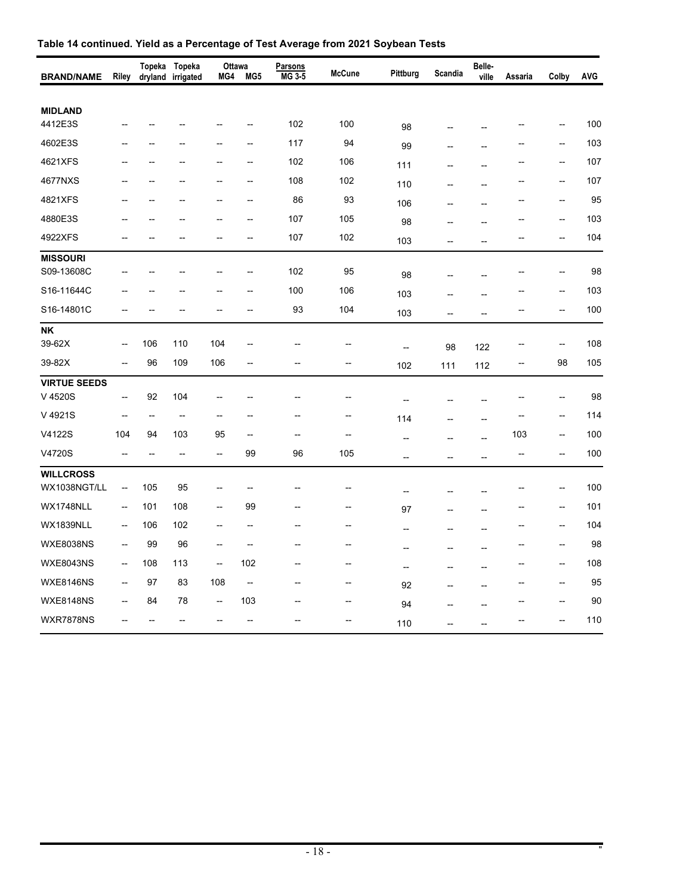**Table 14 continued. Yield as a Percentage of Test Average from 2021 Soybean Tests**

| BRAND/NAME | Riley | Topeka dryland | Topeka irrigated | Ottawa MG4 | Ottawa MG5 | Parsons MG 3-5 | McCune | Pittburg | Scandia | Belle-ville | Assaria | Colby | AVG |
|---|---|---|---|---|---|---|---|---|---|---|---|---|---|
| **MIDLAND** | | | | | | | | | | | | | |
| 4412E3S | -- | -- | -- | -- | -- | 102 | 100 | 98 | -- | -- | -- | -- | 100 |
| 4602E3S | -- | -- | -- | -- | -- | 117 | 94 | 99 | -- | -- | -- | -- | 103 |
| 4621XFS | -- | -- | -- | -- | -- | 102 | 106 | 111 | -- | -- | -- | -- | 107 |
| 4677NXS | -- | -- | -- | -- | -- | 108 | 102 | 110 | -- | -- | -- | -- | 107 |
| 4821XFS | -- | -- | -- | -- | -- | 86 | 93 | 106 | -- | -- | -- | -- | 95 |
| 4880E3S | -- | -- | -- | -- | -- | 107 | 105 | 98 | -- | -- | -- | -- | 103 |
| 4922XFS | -- | -- | -- | -- | -- | 107 | 102 | 103 | -- | -- | -- | -- | 104 |
| **MISSOURI** | | | | | | | | | | | | | |
| S09-13608C | -- | -- | -- | -- | -- | 102 | 95 | 98 | -- | -- | -- | -- | 98 |
| S16-11644C | -- | -- | -- | -- | -- | 100 | 106 | 103 | -- | -- | -- | -- | 103 |
| S16-14801C | -- | -- | -- | -- | -- | 93 | 104 | 103 | -- | -- | -- | -- | 100 |
| **NK** | | | | | | | | | | | | | |
| 39-62X | -- | 106 | 110 | 104 | -- | -- | -- | -- | 98 | 122 | -- | -- | 108 |
| 39-82X | -- | 96 | 109 | 106 | -- | -- | -- | 102 | 111 | 112 | -- | 98 | 105 |
| **VIRTUE SEEDS** | | | | | | | | | | | | | |
| V 4520S | -- | 92 | 104 | -- | -- | -- | -- | -- | -- | -- | -- | -- | 98 |
| V 4921S | -- | -- | -- | -- | -- | -- | -- | 114 | -- | -- | -- | -- | 114 |
| V4122S | 104 | 94 | 103 | 95 | -- | -- | -- | -- | -- | -- | 103 | -- | 100 |
| V4720S | -- | -- | -- | -- | 99 | 96 | 105 | -- | -- | -- | -- | -- | 100 |
| **WILLCROSS** | | | | | | | | | | | | | |
| WX1038NGT/LL | -- | 105 | 95 | -- | -- | -- | -- | -- | -- | -- | -- | -- | 100 |
| WX1748NLL | -- | 101 | 108 | -- | 99 | -- | -- | 97 | -- | -- | -- | -- | 101 |
| WX1839NLL | -- | 106 | 102 | -- | -- | -- | -- | -- | -- | -- | -- | -- | 104 |
| WXE8038NS | -- | 99 | 96 | -- | -- | -- | -- | -- | -- | -- | -- | -- | 98 |
| WXE8043NS | -- | 108 | 113 | -- | 102 | -- | -- | -- | -- | -- | -- | -- | 108 |
| WXE8146NS | -- | 97 | 83 | 108 | -- | -- | -- | 92 | -- | -- | -- | -- | 95 |
| WXE8148NS | -- | 84 | 78 | -- | 103 | -- | -- | 94 | -- | -- | -- | -- | 90 |
| WXR7878NS | -- | -- | -- | -- | -- | -- | -- | 110 | -- | -- | -- | -- | 110 |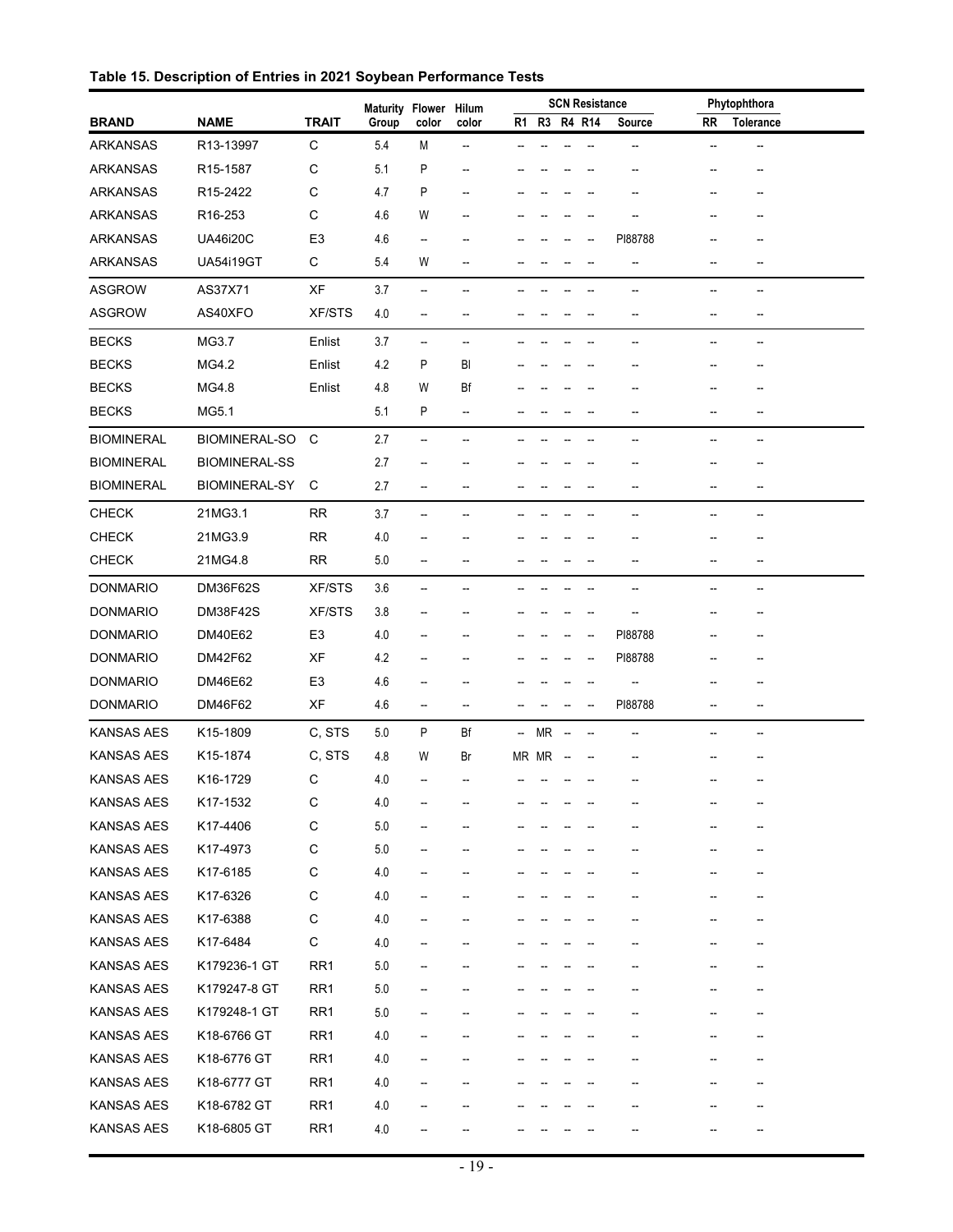**Table 15. Description of Entries in 2021 Soybean Performance Tests**

| BRAND | NAME | TRAIT | Maturity Group | Flower color | Hilum color | SCN Resistance R1 | R3 | R4 | R14 | Source | Phytophthora RR | Tolerance |
|---|---|---|---|---|---|---|---|---|---|---|---|---|
| ARKANSAS | R13-13997 | C | 5.4 | M | -- | -- | -- | -- | -- | -- | -- | -- |
| ARKANSAS | R15-1587 | C | 5.1 | P | -- | -- | -- | -- | -- | -- | -- | -- |
| ARKANSAS | R15-2422 | C | 4.7 | P | -- | -- | -- | -- | -- | -- | -- | -- |
| ARKANSAS | R16-253 | C | 4.6 | W | -- | -- | -- | -- | -- | -- | -- | -- |
| ARKANSAS | UA46i20C | E3 | 4.6 | -- | -- | -- | -- | -- | -- | PI88788 | -- | -- |
| ARKANSAS | UA54i19GT | C | 5.4 | W | -- | -- | -- | -- | -- | -- | -- | -- |
| ASGROW | AS37X71 | XF | 3.7 | -- | -- | -- | -- | -- | -- | -- | -- | -- |
| ASGROW | AS40XFO | XF/STS | 4.0 | -- | -- | -- | -- | -- | -- | -- | -- | -- |
| BECKS | MG3.7 | Enlist | 3.7 | -- | -- | -- | -- | -- | -- | -- | -- | -- |
| BECKS | MG4.2 | Enlist | 4.2 | P | Bl | -- | -- | -- | -- | -- | -- | -- |
| BECKS | MG4.8 | Enlist | 4.8 | W | Bf | -- | -- | -- | -- | -- | -- | -- |
| BECKS | MG5.1 | | 5.1 | P | -- | -- | -- | -- | -- | -- | -- | -- |
| BIOMINERAL | BIOMINERAL-SO | C | 2.7 | -- | -- | -- | -- | -- | -- | -- | -- | -- |
| BIOMINERAL | BIOMINERAL-SS | | 2.7 | -- | -- | -- | -- | -- | -- | -- | -- | -- |
| BIOMINERAL | BIOMINERAL-SY | C | 2.7 | -- | -- | -- | -- | -- | -- | -- | -- | -- |
| CHECK | 21MG3.1 | RR | 3.7 | -- | -- | -- | -- | -- | -- | -- | -- | -- |
| CHECK | 21MG3.9 | RR | 4.0 | -- | -- | -- | -- | -- | -- | -- | -- | -- |
| CHECK | 21MG4.8 | RR | 5.0 | -- | -- | -- | -- | -- | -- | -- | -- | -- |
| DONMARIO | DM36F62S | XF/STS | 3.6 | -- | -- | -- | -- | -- | -- | -- | -- | -- |
| DONMARIO | DM38F42S | XF/STS | 3.8 | -- | -- | -- | -- | -- | -- | -- | -- | -- |
| DONMARIO | DM40E62 | E3 | 4.0 | -- | -- | -- | -- | -- | -- | PI88788 | -- | -- |
| DONMARIO | DM42F62 | XF | 4.2 | -- | -- | -- | -- | -- | -- | PI88788 | -- | -- |
| DONMARIO | DM46E62 | E3 | 4.6 | -- | -- | -- | -- | -- | -- | -- | -- | -- |
| DONMARIO | DM46F62 | XF | 4.6 | -- | -- | -- | -- | -- | -- | PI88788 | -- | -- |
| KANSAS AES | K15-1809 | C, STS | 5.0 | P | Bf | -- | MR | -- | -- | -- | -- | -- |
| KANSAS AES | K15-1874 | C, STS | 4.8 | W | Br | MR | MR | -- | -- | -- | -- | -- |
| KANSAS AES | K16-1729 | C | 4.0 | -- | -- | -- | -- | -- | -- | -- | -- | -- |
| KANSAS AES | K17-1532 | C | 4.0 | -- | -- | -- | -- | -- | -- | -- | -- | -- |
| KANSAS AES | K17-4406 | C | 5.0 | -- | -- | -- | -- | -- | -- | -- | -- | -- |
| KANSAS AES | K17-4973 | C | 5.0 | -- | -- | -- | -- | -- | -- | -- | -- | -- |
| KANSAS AES | K17-6185 | C | 4.0 | -- | -- | -- | -- | -- | -- | -- | -- | -- |
| KANSAS AES | K17-6326 | C | 4.0 | -- | -- | -- | -- | -- | -- | -- | -- | -- |
| KANSAS AES | K17-6388 | C | 4.0 | -- | -- | -- | -- | -- | -- | -- | -- | -- |
| KANSAS AES | K17-6484 | C | 4.0 | -- | -- | -- | -- | -- | -- | -- | -- | -- |
| KANSAS AES | K179236-1 GT | RR1 | 5.0 | -- | -- | -- | -- | -- | -- | -- | -- | -- |
| KANSAS AES | K179247-8 GT | RR1 | 5.0 | -- | -- | -- | -- | -- | -- | -- | -- | -- |
| KANSAS AES | K179248-1 GT | RR1 | 5.0 | -- | -- | -- | -- | -- | -- | -- | -- | -- |
| KANSAS AES | K18-6766 GT | RR1 | 4.0 | -- | -- | -- | -- | -- | -- | -- | -- | -- |
| KANSAS AES | K18-6776 GT | RR1 | 4.0 | -- | -- | -- | -- | -- | -- | -- | -- | -- |
| KANSAS AES | K18-6777 GT | RR1 | 4.0 | -- | -- | -- | -- | -- | -- | -- | -- | -- |
| KANSAS AES | K18-6782 GT | RR1 | 4.0 | -- | -- | -- | -- | -- | -- | -- | -- | -- |
| KANSAS AES | K18-6805 GT | RR1 | 4.0 | -- | -- | -- | -- | -- | -- | -- | -- | -- |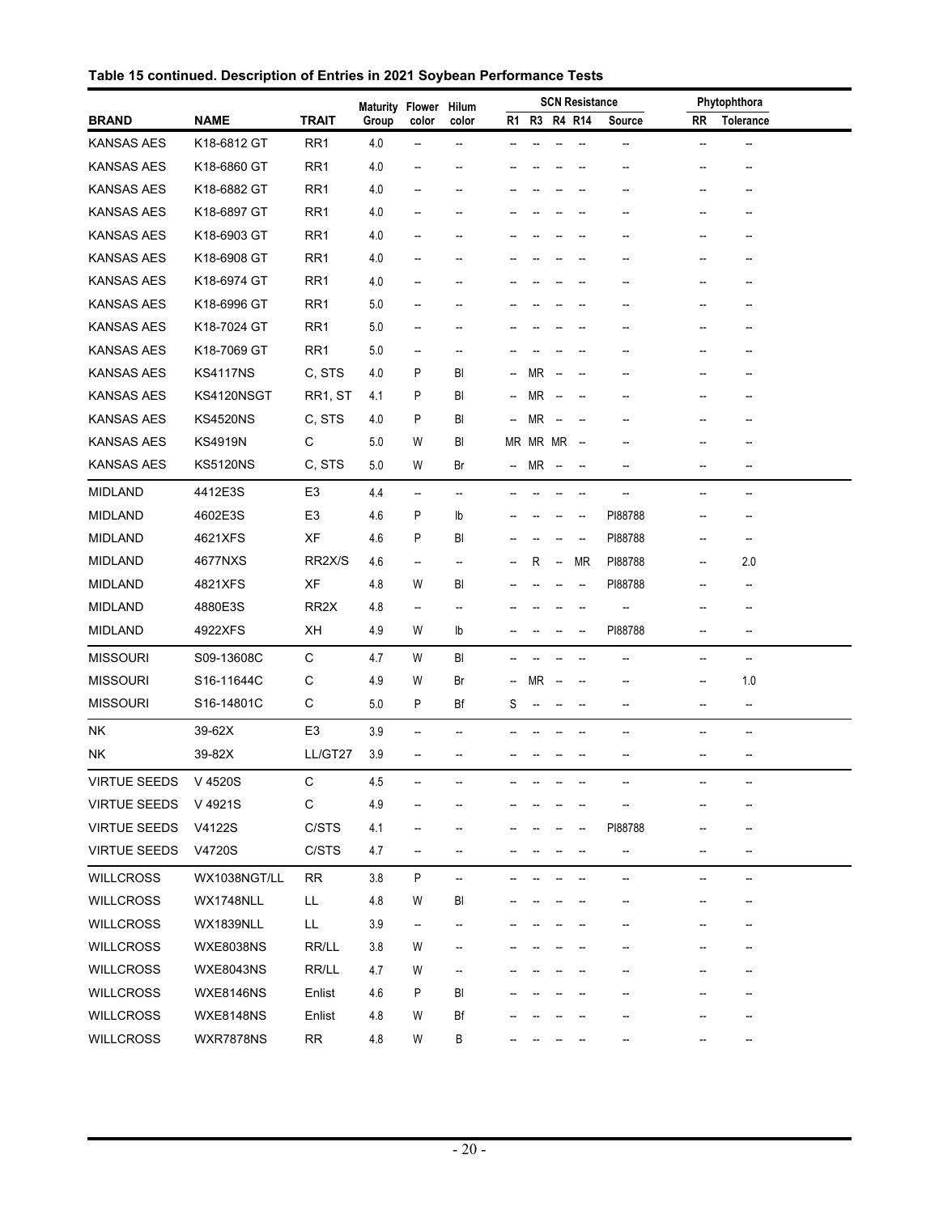**Table 15 continued. Description of Entries in 2021 Soybean Performance Tests**

| BRAND | NAME | TRAIT | Maturity Group | Flower color | Hilum color | SCN Resistance R1 | R3 | R4 | R14 | Source | Phytophthora RR | Tolerance |
|---|---|---|---|---|---|---|---|---|---|---|---|---|
| KANSAS AES | K18-6812 GT | RR1 | 4.0 | -- | -- | -- | -- | -- | -- | -- | -- | -- |
| KANSAS AES | K18-6860 GT | RR1 | 4.0 | -- | -- | -- | -- | -- | -- | -- | -- | -- |
| KANSAS AES | K18-6882 GT | RR1 | 4.0 | -- | -- | -- | -- | -- | -- | -- | -- | -- |
| KANSAS AES | K18-6897 GT | RR1 | 4.0 | -- | -- | -- | -- | -- | -- | -- | -- | -- |
| KANSAS AES | K18-6903 GT | RR1 | 4.0 | -- | -- | -- | -- | -- | -- | -- | -- | -- |
| KANSAS AES | K18-6908 GT | RR1 | 4.0 | -- | -- | -- | -- | -- | -- | -- | -- | -- |
| KANSAS AES | K18-6974 GT | RR1 | 4.0 | -- | -- | -- | -- | -- | -- | -- | -- | -- |
| KANSAS AES | K18-6996 GT | RR1 | 5.0 | -- | -- | -- | -- | -- | -- | -- | -- | -- |
| KANSAS AES | K18-7024 GT | RR1 | 5.0 | -- | -- | -- | -- | -- | -- | -- | -- | -- |
| KANSAS AES | K18-7069 GT | RR1 | 5.0 | -- | -- | -- | -- | -- | -- | -- | -- | -- |
| KANSAS AES | KS4117NS | C, STS | 4.0 | P | Bl | -- | MR | -- | -- | -- | -- | -- |
| KANSAS AES | KS4120NSGT | RR1, ST | 4.1 | P | Bl | -- | MR | -- | -- | -- | -- | -- |
| KANSAS AES | KS4520NS | C, STS | 4.0 | P | Bl | -- | MR | -- | -- | -- | -- | -- |
| KANSAS AES | KS4919N | C | 5.0 | W | Bl | MR | MR | MR | -- | -- | -- | -- |
| KANSAS AES | KS5120NS | C, STS | 5.0 | W | Br | -- | MR | -- | -- | -- | -- | -- |
| MIDLAND | 4412E3S | E3 | 4.4 | -- | -- | -- | -- | -- | -- | -- | -- | -- |
| MIDLAND | 4602E3S | E3 | 4.6 | P | Ib | -- | -- | -- | -- | PI88788 | -- | -- |
| MIDLAND | 4621XFS | XF | 4.6 | P | Bl | -- | -- | -- | -- | PI88788 | -- | -- |
| MIDLAND | 4677NXS | RR2X/S | 4.6 | -- | -- | -- | R | -- | MR | PI88788 | -- | 2.0 |
| MIDLAND | 4821XFS | XF | 4.8 | W | Bl | -- | -- | -- | -- | PI88788 | -- | -- |
| MIDLAND | 4880E3S | RR2X | 4.8 | -- | -- | -- | -- | -- | -- | -- | -- | -- |
| MIDLAND | 4922XFS | XH | 4.9 | W | Ib | -- | -- | -- | -- | PI88788 | -- | -- |
| MISSOURI | S09-13608C | C | 4.7 | W | Bl | -- | -- | -- | -- | -- | -- | -- |
| MISSOURI | S16-11644C | C | 4.9 | W | Br | -- | MR | -- | -- | -- | -- | 1.0 |
| MISSOURI | S16-14801C | C | 5.0 | P | Bf | S | -- | -- | -- | -- | -- | -- |
| NK | 39-62X | E3 | 3.9 | -- | -- | -- | -- | -- | -- | -- | -- | -- |
| NK | 39-82X | LL/GT27 | 3.9 | -- | -- | -- | -- | -- | -- | -- | -- | -- |
| VIRTUE SEEDS | V 4520S | C | 4.5 | -- | -- | -- | -- | -- | -- | -- | -- | -- |
| VIRTUE SEEDS | V 4921S | C | 4.9 | -- | -- | -- | -- | -- | -- | -- | -- | -- |
| VIRTUE SEEDS | V4122S | C/STS | 4.1 | -- | -- | -- | -- | -- | -- | PI88788 | -- | -- |
| VIRTUE SEEDS | V4720S | C/STS | 4.7 | -- | -- | -- | -- | -- | -- | -- | -- | -- |
| WILLCROSS | WX1038NGT/LL | RR | 3.8 | P | -- | -- | -- | -- | -- | -- | -- | -- |
| WILLCROSS | WX1748NLL | LL | 4.8 | W | Bl | -- | -- | -- | -- | -- | -- | -- |
| WILLCROSS | WX1839NLL | LL | 3.9 | -- | -- | -- | -- | -- | -- | -- | -- | -- |
| WILLCROSS | WXE8038NS | RR/LL | 3.8 | W | -- | -- | -- | -- | -- | -- | -- | -- |
| WILLCROSS | WXE8043NS | RR/LL | 4.7 | W | -- | -- | -- | -- | -- | -- | -- | -- |
| WILLCROSS | WXE8146NS | Enlist | 4.6 | P | Bl | -- | -- | -- | -- | -- | -- | -- |
| WILLCROSS | WXE8148NS | Enlist | 4.8 | W | Bf | -- | -- | -- | -- | -- | -- | -- |
| WILLCROSS | WXR7878NS | RR | 4.8 | W | B | -- | -- | -- | -- | -- | -- | -- |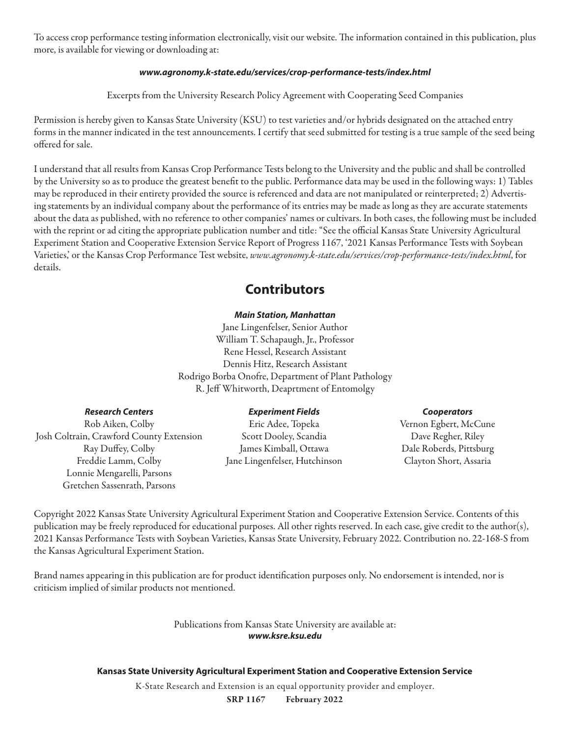To access crop performance testing information electronically, visit our website. The information contained in this publication, plus more, is available for viewing or downloading at:

***www.agronomy.k-state.edu/services/crop-performance-tests/index.html***

Excerpts from the University Research Policy Agreement with Cooperating Seed Companies

Permission is hereby given to Kansas State University (KSU) to test varieties and/or hybrids designated on the attached entry forms in the manner indicated in the test announcements. I certify that seed submitted for testing is a true sample of the seed being offered for sale.

I understand that all results from Kansas Crop Performance Tests belong to the University and the public and shall be controlled by the University so as to produce the greatest benefit to the public. Performance data may be used in the following ways: 1) Tables may be reproduced in their entirety provided the source is referenced and data are not manipulated or reinterpreted; 2) Advertising statements by an individual company about the performance of its entries may be made as long as they are accurate statements about the data as published, with no reference to other companies' names or cultivars. In both cases, the following must be included with the reprint or ad citing the appropriate publication number and title: "See the official Kansas State University Agricultural Experiment Station and Cooperative Extension Service Report of Progress 1167, '2021 Kansas Performance Tests with Soybean Varieties,' or the Kansas Crop Performance Test website, *www.agronomy.k-state.edu/services/crop-performance-tests/index.html*, for details.

## Contributors

***Main Station, Manhattan***

Jane Lingenfelser, Senior Author
William T. Schapaugh, Jr., Professor
Rene Hessel, Research Assistant
Dennis Hitz, Research Assistant
Rodrigo Borba Onofre, Department of Plant Pathology
R. Jeff Whitworth, Deaprtment of Entomolgy

***Research Centers***

Rob Aiken, Colby
Josh Coltrain, Crawford County Extension
Ray Duffey, Colby
Freddie Lamm, Colby
Lonnie Mengarelli, Parsons
Gretchen Sassenrath, Parsons

***Experiment Fields***

Eric Adee, Topeka
Scott Dooley, Scandia
James Kimball, Ottawa
Jane Lingenfelser, Hutchinson

***Cooperators***

Vernon Egbert, McCune
Dave Regher, Riley
Dale Roberds, Pittsburg
Clayton Short, Assaria

Copyright 2022 Kansas State University Agricultural Experiment Station and Cooperative Extension Service. Contents of this publication may be freely reproduced for educational purposes. All other rights reserved. In each case, give credit to the author(s), 2021 Kansas Performance Tests with Soybean Varieties, Kansas State University, February 2022. Contribution no. 22-168-S from the Kansas Agricultural Experiment Station.

Brand names appearing in this publication are for product identification purposes only. No endorsement is intended, nor is criticism implied of similar products not mentioned.

Publications from Kansas State University are available at:
***www.ksre.ksu.edu***

**Kansas State University Agricultural Experiment Station and Cooperative Extension Service**

K-State Research and Extension is an equal opportunity provider and employer.

**SRP 1167 February 2022**